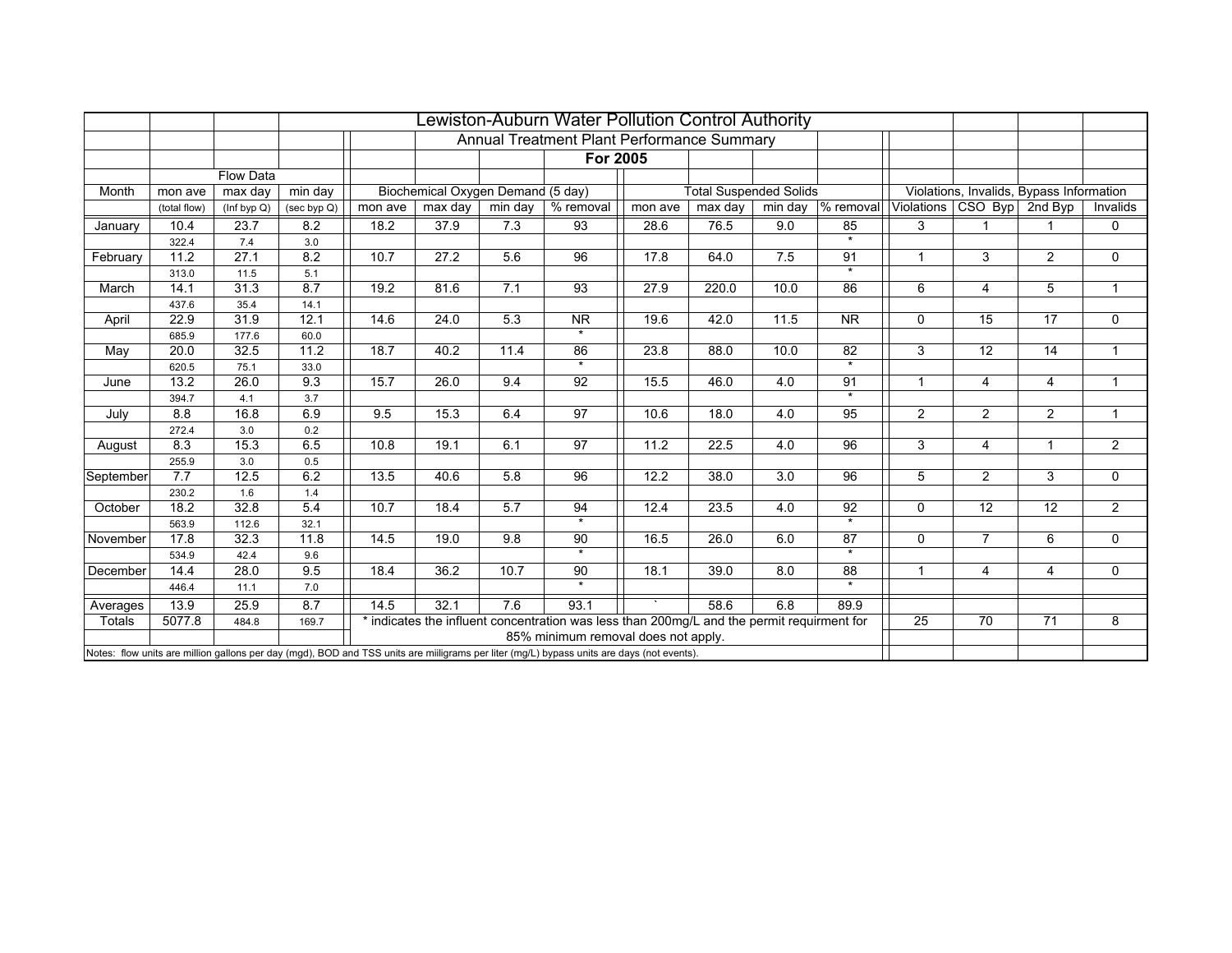# Lewiston-Auburn Water Pollution Control Authority

## Annual Treatment Plant Performance Summary

### For 2005

| | Flow Data | | | Biochemical Oxygen Demand (5 day) | | | | Total Suspended Solids | | | | Violations, Invalids, Bypass Information | | | |
|---|---|---|---|---|---|---|---|---|---|---|---|---|---|---|---|
| Month | mon ave | max day | min day | mon ave | max day | min day | % removal | mon ave | max day | min day | % removal | Violations | CSO Byp | 2nd Byp | Invalids |
| | (total flow) | (Inf byp Q) | (sec byp Q) | | | | | | | | | | | | |
| January | 10.4 | 23.7 | 8.2 | 18.2 | 37.9 | 7.3 | 93 | 28.6 | 76.5 | 9.0 | 85 | 3 | 1 | 1 | 0 |
| | 322.4 | 7.4 | 3.0 | | | | | | | | * | | | | |
| February | 11.2 | 27.1 | 8.2 | 10.7 | 27.2 | 5.6 | 96 | 17.8 | 64.0 | 7.5 | 91 | 1 | 3 | 2 | 0 |
| | 313.0 | 11.5 | 5.1 | | | | | | | | * | | | | |
| March | 14.1 | 31.3 | 8.7 | 19.2 | 81.6 | 7.1 | 93 | 27.9 | 220.0 | 10.0 | 86 | 6 | 4 | 5 | 1 |
| | 437.6 | 35.4 | 14.1 | | | | | | | | | | | | |
| April | 22.9 | 31.9 | 12.1 | 14.6 | 24.0 | 5.3 | NR | 19.6 | 42.0 | 11.5 | NR | 0 | 15 | 17 | 0 |
| | 685.9 | 177.6 | 60.0 | | | | * | | | | | | | | |
| May | 20.0 | 32.5 | 11.2 | 18.7 | 40.2 | 11.4 | 86 | 23.8 | 88.0 | 10.0 | 82 | 3 | 12 | 14 | 1 |
| | 620.5 | 75.1 | 33.0 | | | | * | | | | * | | | | |
| June | 13.2 | 26.0 | 9.3 | 15.7 | 26.0 | 9.4 | 92 | 15.5 | 46.0 | 4.0 | 91 | 1 | 4 | 4 | 1 |
| | 394.7 | 4.1 | 3.7 | | | | | | | | * | | | | |
| July | 8.8 | 16.8 | 6.9 | 9.5 | 15.3 | 6.4 | 97 | 10.6 | 18.0 | 4.0 | 95 | 2 | 2 | 2 | 1 |
| | 272.4 | 3.0 | 0.2 | | | | | | | | | | | | |
| August | 8.3 | 15.3 | 6.5 | 10.8 | 19.1 | 6.1 | 97 | 11.2 | 22.5 | 4.0 | 96 | 3 | 4 | 1 | 2 |
| | 255.9 | 3.0 | 0.5 | | | | | | | | | | | | |
| September | 7.7 | 12.5 | 6.2 | 13.5 | 40.6 | 5.8 | 96 | 12.2 | 38.0 | 3.0 | 96 | 5 | 2 | 3 | 0 |
| | 230.2 | 1.6 | 1.4 | | | | | | | | | | | | |
| October | 18.2 | 32.8 | 5.4 | 10.7 | 18.4 | 5.7 | 94 | 12.4 | 23.5 | 4.0 | 92 | 0 | 12 | 12 | 2 |
| | 563.9 | 112.6 | 32.1 | | | | * | | | | * | | | | |
| November | 17.8 | 32.3 | 11.8 | 14.5 | 19.0 | 9.8 | 90 | 16.5 | 26.0 | 6.0 | 87 | 0 | 7 | 6 | 0 |
| | 534.9 | 42.4 | 9.6 | | | | * | | | | * | | | | |
| December | 14.4 | 28.0 | 9.5 | 18.4 | 36.2 | 10.7 | 90 | 18.1 | 39.0 | 8.0 | 88 | 1 | 4 | 4 | 0 |
| | 446.4 | 11.1 | 7.0 | | | | * | | | | * | | | | |
| Averages | 13.9 | 25.9 | 8.7 | 14.5 | 32.1 | 7.6 | 93.1 | ` | 58.6 | 6.8 | 89.9 | | | | |
| Totals | 5077.8 | 484.8 | 169.7 | * indicates the influent concentration was less than 200mg/L and the permit requirment for 85% minimum removal does not apply. | | | | | | | | 25 | 70 | 71 | 8 |

Notes: flow units are million gallons per day (mgd), BOD and TSS units are miiligrams per liter (mg/L) bypass units are days (not events).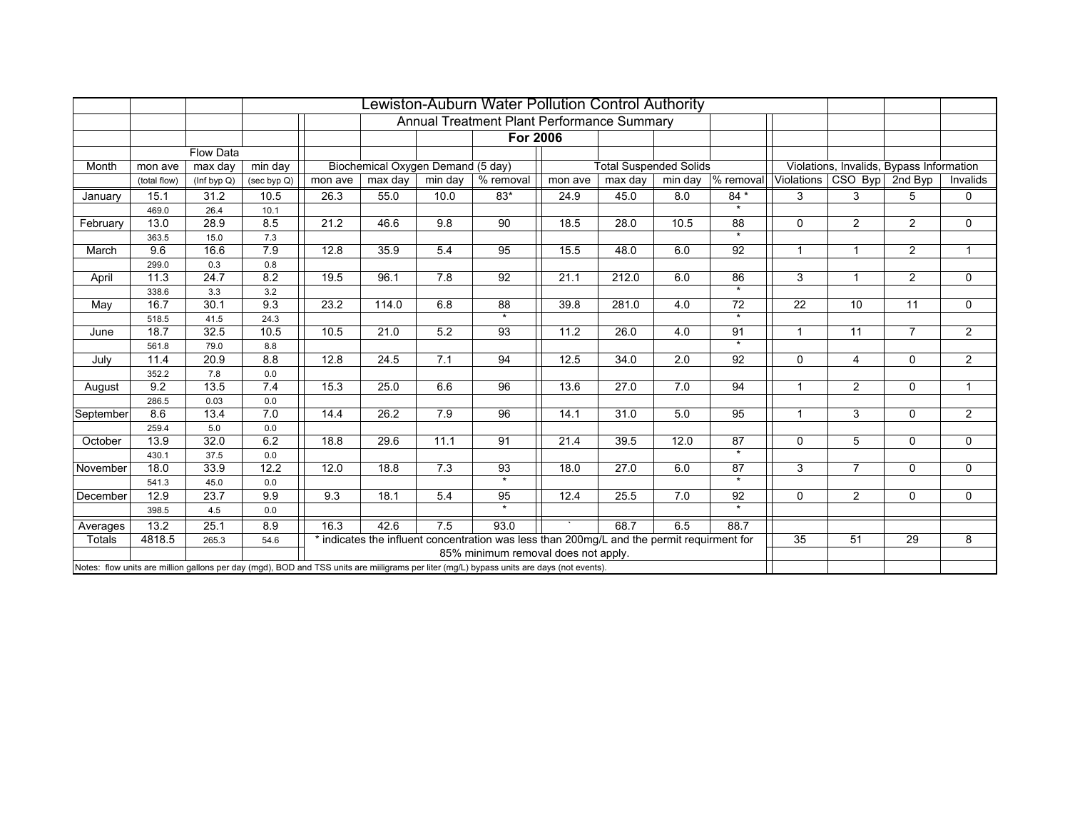# Lewiston-Auburn Water Pollution Control Authority

## Annual Treatment Plant Performance Summary

### For 2006

| Month | Flow Data | | | Biochemical Oxygen Demand (5 day) | | | | Total Suspended Solids | | | | Violations, Invalids, Bypass Information | | | |
|---|---|---|---|---|---|---|---|---|---|---|---|---|---|---|---|
| | mon ave | max day | min day | mon ave | max day | min day | % removal | mon ave | max day | min day | % removal | Violations | CSO Byp | 2nd Byp | Invalids |
| | (total flow) | (Inf byp Q) | (sec byp Q) | | | | | | | | | | | | |
| January | 15.1 | 31.2 | 10.5 | 26.3 | 55.0 | 10.0 | 83* | 24.9 | 45.0 | 8.0 | 84 * | 3 | 3 | 5 | 0 |
| | 469.0 | 26.4 | 10.1 | | | | | | | | * | | | | |
| February | 13.0 | 28.9 | 8.5 | 21.2 | 46.6 | 9.8 | 90 | 18.5 | 28.0 | 10.5 | 88 | 0 | 2 | 2 | 0 |
| | 363.5 | 15.0 | 7.3 | | | | | | | | * | | | | |
| March | 9.6 | 16.6 | 7.9 | 12.8 | 35.9 | 5.4 | 95 | 15.5 | 48.0 | 6.0 | 92 | 1 | 1 | 2 | 1 |
| | 299.0 | 0.3 | 0.8 | | | | | | | | | | | | |
| April | 11.3 | 24.7 | 8.2 | 19.5 | 96.1 | 7.8 | 92 | 21.1 | 212.0 | 6.0 | 86 | 3 | 1 | 2 | 0 |
| | 338.6 | 3.3 | 3.2 | | | | | | | | * | | | | |
| May | 16.7 | 30.1 | 9.3 | 23.2 | 114.0 | 6.8 | 88 | 39.8 | 281.0 | 4.0 | 72 | 22 | 10 | 11 | 0 |
| | 518.5 | 41.5 | 24.3 | | | | * | | | | * | | | | |
| June | 18.7 | 32.5 | 10.5 | 10.5 | 21.0 | 5.2 | 93 | 11.2 | 26.0 | 4.0 | 91 | 1 | 11 | 7 | 2 |
| | 561.8 | 79.0 | 8.8 | | | | | | | | * | | | | |
| July | 11.4 | 20.9 | 8.8 | 12.8 | 24.5 | 7.1 | 94 | 12.5 | 34.0 | 2.0 | 92 | 0 | 4 | 0 | 2 |
| | 352.2 | 7.8 | 0.0 | | | | | | | | | | | | |
| August | 9.2 | 13.5 | 7.4 | 15.3 | 25.0 | 6.6 | 96 | 13.6 | 27.0 | 7.0 | 94 | 1 | 2 | 0 | 1 |
| | 286.5 | 0.03 | 0.0 | | | | | | | | | | | | |
| September | 8.6 | 13.4 | 7.0 | 14.4 | 26.2 | 7.9 | 96 | 14.1 | 31.0 | 5.0 | 95 | 1 | 3 | 0 | 2 |
| | 259.4 | 5.0 | 0.0 | | | | | | | | | | | | |
| October | 13.9 | 32.0 | 6.2 | 18.8 | 29.6 | 11.1 | 91 | 21.4 | 39.5 | 12.0 | 87 | 0 | 5 | 0 | 0 |
| | 430.1 | 37.5 | 0.0 | | | | | | | | * | | | | |
| November | 18.0 | 33.9 | 12.2 | 12.0 | 18.8 | 7.3 | 93 | 18.0 | 27.0 | 6.0 | 87 | 3 | 7 | 0 | 0 |
| | 541.3 | 45.0 | 0.0 | | | | * | | | | * | | | | |
| December | 12.9 | 23.7 | 9.9 | 9.3 | 18.1 | 5.4 | 95 | 12.4 | 25.5 | 7.0 | 92 | 0 | 2 | 0 | 0 |
| | 398.5 | 4.5 | 0.0 | | | | * | | | | * | | | | |
| Averages | 13.2 | 25.1 | 8.9 | 16.3 | 42.6 | 7.5 | 93.0 | ` | 68.7 | 6.5 | 88.7 | | | | |
| Totals | 4818.5 | 265.3 | 54.6 | * indicates the influent concentration was less than 200mg/L and the permit requirment for 85% minimum removal does not apply. | | | | | | | | 35 | 51 | 29 | 8 |

Notes: flow units are million gallons per day (mgd), BOD and TSS units are miiligrams per liter (mg/L) bypass units are days (not events).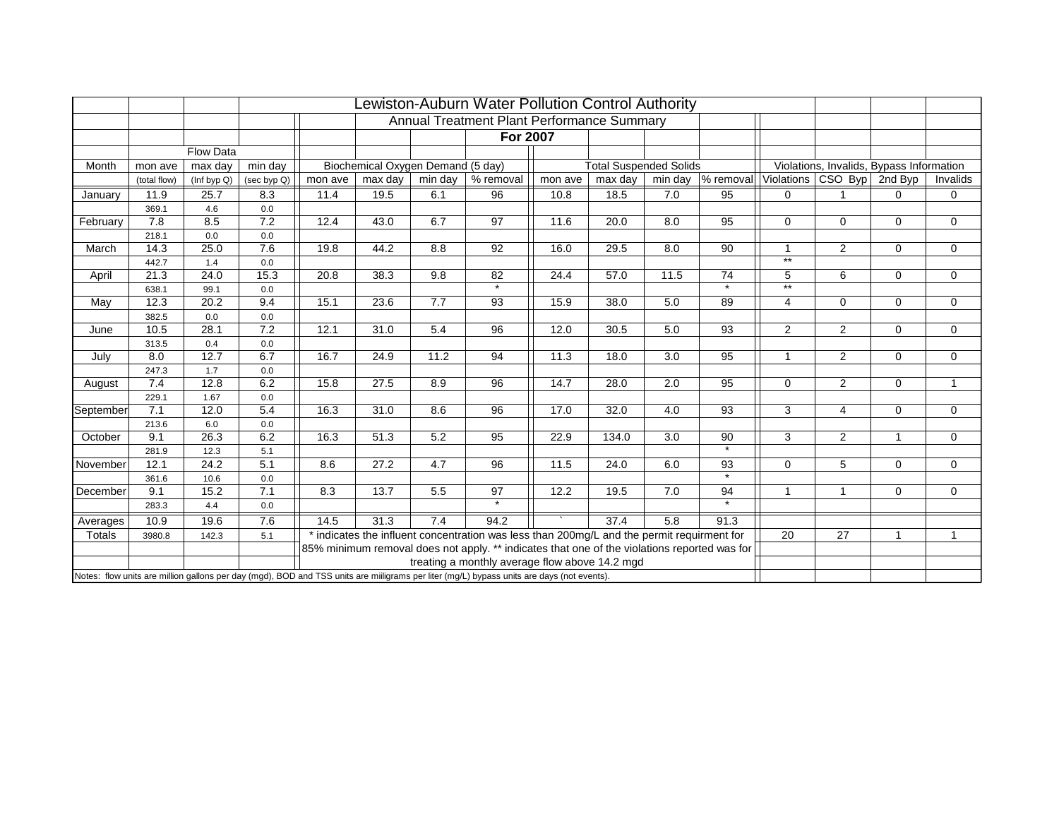# Lewiston-Auburn Water Pollution Control Authority

## Annual Treatment Plant Performance Summary

### For 2007

| | Flow Data | | | Biochemical Oxygen Demand (5 day) | | | | Total Suspended Solids | | | | Violations, Invalids, Bypass Information | | | |
|---|---|---|---|---|---|---|---|---|---|---|---|---|---|---|---|
| Month | mon ave (total flow) | max day (Inf byp Q) | min day (sec byp Q) | mon ave | max day | min day | % removal | mon ave | max day | min day | % removal | Violations | CSO Byp | 2nd Byp | Invalids |
| January | 11.9 | 25.7 | 8.3 | 11.4 | 19.5 | 6.1 | 96 | 10.8 | 18.5 | 7.0 | 95 | 0 | 1 | 0 | 0 |
| | 369.1 | 4.6 | 0.0 | | | | | | | | | | | | |
| February | 7.8 | 8.5 | 7.2 | 12.4 | 43.0 | 6.7 | 97 | 11.6 | 20.0 | 8.0 | 95 | 0 | 0 | 0 | 0 |
| | 218.1 | 0.0 | 0.0 | | | | | | | | | | | | |
| March | 14.3 | 25.0 | 7.6 | 19.8 | 44.2 | 8.8 | 92 | 16.0 | 29.5 | 8.0 | 90 | 1 | 2 | 0 | 0 |
| | 442.7 | 1.4 | 0.0 | | | | | | | | | ** | | | |
| April | 21.3 | 24.0 | 15.3 | 20.8 | 38.3 | 9.8 | 82 | 24.4 | 57.0 | 11.5 | 74 | 5 | 6 | 0 | 0 |
| | 638.1 | 99.1 | 0.0 | | | | * | | | | * | ** | | | |
| May | 12.3 | 20.2 | 9.4 | 15.1 | 23.6 | 7.7 | 93 | 15.9 | 38.0 | 5.0 | 89 | 4 | 0 | 0 | 0 |
| | 382.5 | 0.0 | 0.0 | | | | | | | | | | | | |
| June | 10.5 | 28.1 | 7.2 | 12.1 | 31.0 | 5.4 | 96 | 12.0 | 30.5 | 5.0 | 93 | 2 | 2 | 0 | 0 |
| | 313.5 | 0.4 | 0.0 | | | | | | | | | | | | |
| July | 8.0 | 12.7 | 6.7 | 16.7 | 24.9 | 11.2 | 94 | 11.3 | 18.0 | 3.0 | 95 | 1 | 2 | 0 | 0 |
| | 247.3 | 1.7 | 0.0 | | | | | | | | | | | | |
| August | 7.4 | 12.8 | 6.2 | 15.8 | 27.5 | 8.9 | 96 | 14.7 | 28.0 | 2.0 | 95 | 0 | 2 | 0 | 1 |
| | 229.1 | 1.67 | 0.0 | | | | | | | | | | | | |
| September | 7.1 | 12.0 | 5.4 | 16.3 | 31.0 | 8.6 | 96 | 17.0 | 32.0 | 4.0 | 93 | 3 | 4 | 0 | 0 |
| | 213.6 | 6.0 | 0.0 | | | | | | | | | | | | |
| October | 9.1 | 26.3 | 6.2 | 16.3 | 51.3 | 5.2 | 95 | 22.9 | 134.0 | 3.0 | 90 | 3 | 2 | 1 | 0 |
| | 281.9 | 12.3 | 5.1 | | | | | | | | * | | | | |
| November | 12.1 | 24.2 | 5.1 | 8.6 | 27.2 | 4.7 | 96 | 11.5 | 24.0 | 6.0 | 93 | 0 | 5 | 0 | 0 |
| | 361.6 | 10.6 | 0.0 | | | | | | | | * | | | | |
| December | 9.1 | 15.2 | 7.1 | 8.3 | 13.7 | 5.5 | 97 | 12.2 | 19.5 | 7.0 | 94 | 1 | 1 | 0 | 0 |
| | 283.3 | 4.4 | 0.0 | | | | * | | | | * | | | | |
| Averages | 10.9 | 19.6 | 7.6 | 14.5 | 31.3 | 7.4 | 94.2 | ` | 37.4 | 5.8 | 91.3 | | | | |
| Totals | 3980.8 | 142.3 | 5.1 | | | | | | | | | 20 | 27 | 1 | 1 |

\* indicates the influent concentration was less than 200mg/L and the permit requirment for 85% minimum removal does not apply. ** indicates that one of the violations reported was for treating a monthly average flow above 14.2 mgd

Notes: flow units are million gallons per day (mgd), BOD and TSS units are miiligrams per liter (mg/L) bypass units are days (not events).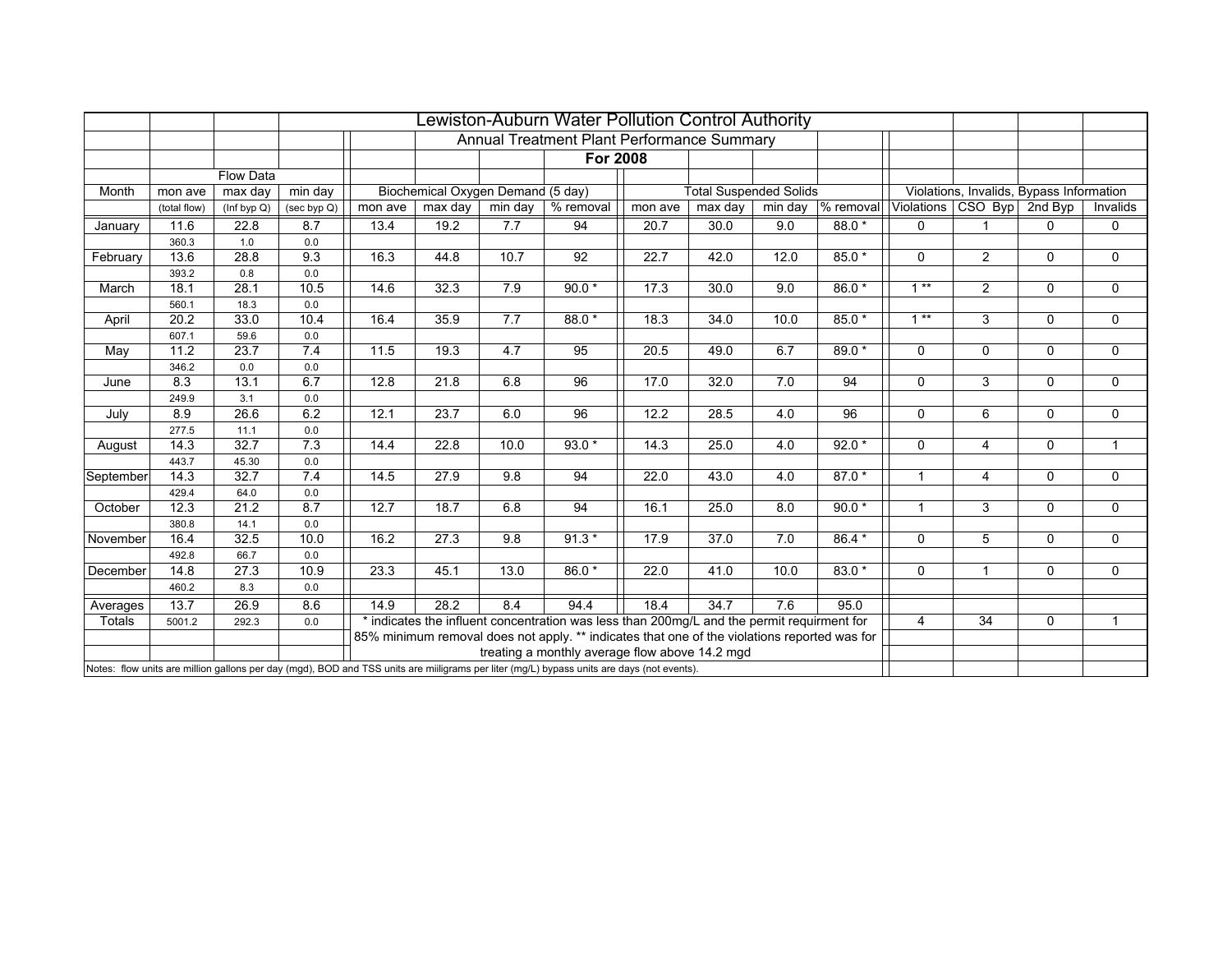# Lewiston-Auburn Water Pollution Control Authority

## Annual Treatment Plant Performance Summary

### For 2008

| Month | Flow Data | | | Biochemical Oxygen Demand (5 day) | | | | Total Suspended Solids | | | | Violations, Invalids, Bypass Information | | | |
|---|---|---|---|---|---|---|---|---|---|---|---|---|---|---|---|
| | mon ave | max day | min day | mon ave | max day | min day | % removal | mon ave | max day | min day | % removal | Violations | CSO Byp | 2nd Byp | Invalids |
| | (total flow) | (Inf byp Q) | (sec byp Q) | | | | | | | | | | | | |
| January | 11.6 | 22.8 | 8.7 | 13.4 | 19.2 | 7.7 | 94 | 20.7 | 30.0 | 9.0 | 88.0 * | 0 | 1 | 0 | 0 |
| | 360.3 | 1.0 | 0.0 | | | | | | | | | | | | |
| February | 13.6 | 28.8 | 9.3 | 16.3 | 44.8 | 10.7 | 92 | 22.7 | 42.0 | 12.0 | 85.0 * | 0 | 2 | 0 | 0 |
| | 393.2 | 0.8 | 0.0 | | | | | | | | | | | | |
| March | 18.1 | 28.1 | 10.5 | 14.6 | 32.3 | 7.9 | 90.0 * | 17.3 | 30.0 | 9.0 | 86.0 * | 1 ** | 2 | 0 | 0 |
| | 560.1 | 18.3 | 0.0 | | | | | | | | | | | | |
| April | 20.2 | 33.0 | 10.4 | 16.4 | 35.9 | 7.7 | 88.0 * | 18.3 | 34.0 | 10.0 | 85.0 * | 1 ** | 3 | 0 | 0 |
| | 607.1 | 59.6 | 0.0 | | | | | | | | | | | | |
| May | 11.2 | 23.7 | 7.4 | 11.5 | 19.3 | 4.7 | 95 | 20.5 | 49.0 | 6.7 | 89.0 * | 0 | 0 | 0 | 0 |
| | 346.2 | 0.0 | 0.0 | | | | | | | | | | | | |
| June | 8.3 | 13.1 | 6.7 | 12.8 | 21.8 | 6.8 | 96 | 17.0 | 32.0 | 7.0 | 94 | 0 | 3 | 0 | 0 |
| | 249.9 | 3.1 | 0.0 | | | | | | | | | | | | |
| July | 8.9 | 26.6 | 6.2 | 12.1 | 23.7 | 6.0 | 96 | 12.2 | 28.5 | 4.0 | 96 | 0 | 6 | 0 | 0 |
| | 277.5 | 11.1 | 0.0 | | | | | | | | | | | | |
| August | 14.3 | 32.7 | 7.3 | 14.4 | 22.8 | 10.0 | 93.0 * | 14.3 | 25.0 | 4.0 | 92.0 * | 0 | 4 | 0 | 1 |
| | 443.7 | 45.30 | 0.0 | | | | | | | | | | | | |
| September | 14.3 | 32.7 | 7.4 | 14.5 | 27.9 | 9.8 | 94 | 22.0 | 43.0 | 4.0 | 87.0 * | 1 | 4 | 0 | 0 |
| | 429.4 | 64.0 | 0.0 | | | | | | | | | | | | |
| October | 12.3 | 21.2 | 8.7 | 12.7 | 18.7 | 6.8 | 94 | 16.1 | 25.0 | 8.0 | 90.0 * | 1 | 3 | 0 | 0 |
| | 380.8 | 14.1 | 0.0 | | | | | | | | | | | | |
| November | 16.4 | 32.5 | 10.0 | 16.2 | 27.3 | 9.8 | 91.3 * | 17.9 | 37.0 | 7.0 | 86.4 * | 0 | 5 | 0 | 0 |
| | 492.8 | 66.7 | 0.0 | | | | | | | | | | | | |
| December | 14.8 | 27.3 | 10.9 | 23.3 | 45.1 | 13.0 | 86.0 * | 22.0 | 41.0 | 10.0 | 83.0 * | 0 | 1 | 0 | 0 |
| | 460.2 | 8.3 | 0.0 | | | | | | | | | | | | |
| Averages | 13.7 | 26.9 | 8.6 | 14.9 | 28.2 | 8.4 | 94.4 | 18.4 | 34.7 | 7.6 | 95.0 | | | | |
| Totals | 5001.2 | 292.3 | 0.0 | | | | | | | | | 4 | 34 | 0 | 1 |

\* indicates the influent concentration was less than 200mg/L and the permit requirment for 85% minimum removal does not apply. ** indicates that one of the violations reported was for treating a monthly average flow above 14.2 mgd

Notes: flow units are million gallons per day (mgd), BOD and TSS units are milligrams per liter (mg/L) bypass units are days (not events).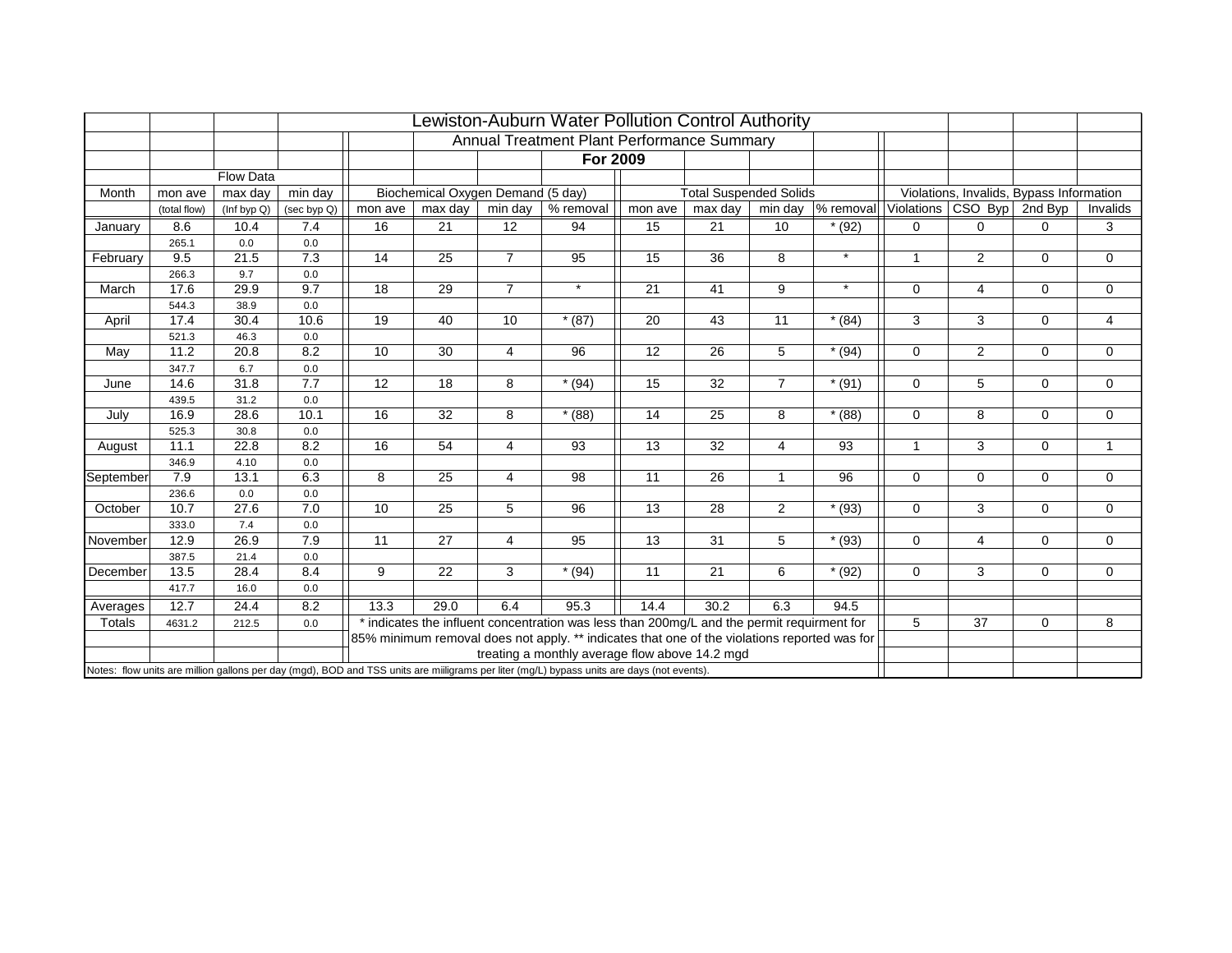# Lewiston-Auburn Water Pollution Control Authority

## Annual Treatment Plant Performance Summary

### For 2009

| Month | Flow Data | | | Biochemical Oxygen Demand (5 day) | | | | Total Suspended Solids | | | | Violations, Invalids, Bypass Information | | | |
|---|---|---|---|---|---|---|---|---|---|---|---|---|---|---|---|
| | mon ave (total flow) | max day (Inf byp Q) | min day (sec byp Q) | mon ave | max day | min day | % removal | mon ave | max day | min day | % removal | Violations | CSO Byp | 2nd Byp | Invalids |
| January | 8.6 | 10.4 | 7.4 | 16 | 21 | 12 | 94 | 15 | 21 | 10 | * (92) | 0 | 0 | 0 | 3 |
| | 265.1 | 0.0 | 0.0 | | | | | | | | | | | | |
| February | 9.5 | 21.5 | 7.3 | 14 | 25 | 7 | 95 | 15 | 36 | 8 | * | 1 | 2 | 0 | 0 |
| | 266.3 | 9.7 | 0.0 | | | | | | | | | | | | |
| March | 17.6 | 29.9 | 9.7 | 18 | 29 | 7 | * | 21 | 41 | 9 | * | 0 | 4 | 0 | 0 |
| | 544.3 | 38.9 | 0.0 | | | | | | | | | | | | |
| April | 17.4 | 30.4 | 10.6 | 19 | 40 | 10 | * (87) | 20 | 43 | 11 | * (84) | 3 | 3 | 0 | 4 |
| | 521.3 | 46.3 | 0.0 | | | | | | | | | | | | |
| May | 11.2 | 20.8 | 8.2 | 10 | 30 | 4 | 96 | 12 | 26 | 5 | * (94) | 0 | 2 | 0 | 0 |
| | 347.7 | 6.7 | 0.0 | | | | | | | | | | | | |
| June | 14.6 | 31.8 | 7.7 | 12 | 18 | 8 | * (94) | 15 | 32 | 7 | * (91) | 0 | 5 | 0 | 0 |
| | 439.5 | 31.2 | 0.0 | | | | | | | | | | | | |
| July | 16.9 | 28.6 | 10.1 | 16 | 32 | 8 | * (88) | 14 | 25 | 8 | * (88) | 0 | 8 | 0 | 0 |
| | 525.3 | 30.8 | 0.0 | | | | | | | | | | | | |
| August | 11.1 | 22.8 | 8.2 | 16 | 54 | 4 | 93 | 13 | 32 | 4 | 93 | 1 | 3 | 0 | 1 |
| | 346.9 | 4.10 | 0.0 | | | | | | | | | | | | |
| September | 7.9 | 13.1 | 6.3 | 8 | 25 | 4 | 98 | 11 | 26 | 1 | 96 | 0 | 0 | 0 | 0 |
| | 236.6 | 0.0 | 0.0 | | | | | | | | | | | | |
| October | 10.7 | 27.6 | 7.0 | 10 | 25 | 5 | 96 | 13 | 28 | 2 | * (93) | 0 | 3 | 0 | 0 |
| | 333.0 | 7.4 | 0.0 | | | | | | | | | | | | |
| November | 12.9 | 26.9 | 7.9 | 11 | 27 | 4 | 95 | 13 | 31 | 5 | * (93) | 0 | 4 | 0 | 0 |
| | 387.5 | 21.4 | 0.0 | | | | | | | | | | | | |
| December | 13.5 | 28.4 | 8.4 | 9 | 22 | 3 | * (94) | 11 | 21 | 6 | * (92) | 0 | 3 | 0 | 0 |
| | 417.7 | 16.0 | 0.0 | | | | | | | | | | | | |
| Averages | 12.7 | 24.4 | 8.2 | 13.3 | 29.0 | 6.4 | 95.3 | 14.4 | 30.2 | 6.3 | 94.5 | | | | |
| Totals | 4631.2 | 212.5 | 0.0 | | | | | | | | | 5 | 37 | 0 | 8 |

* indicates the influent concentration was less than 200mg/L and the permit requirment for 85% minimum removal does not apply. ** indicates that one of the violations reported was for treating a monthly average flow above 14.2 mgd

Notes: flow units are million gallons per day (mgd), BOD and TSS units are miiligrams per liter (mg/L) bypass units are days (not events).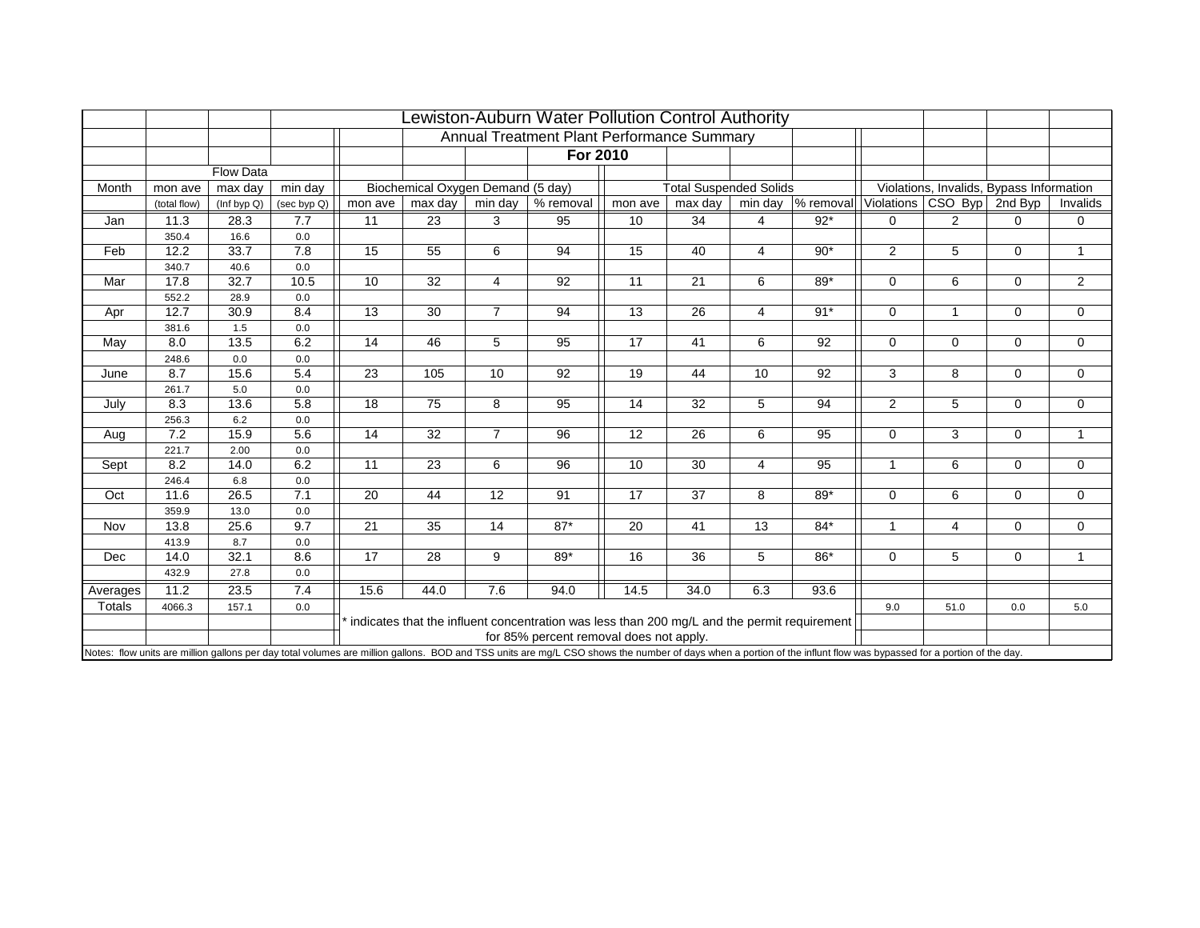# Lewiston-Auburn Water Pollution Control Authority

## Annual Treatment Plant Performance Summary

**For 2010**

| | Flow Data | | | Biochemical Oxygen Demand (5 day) | | | | Total Suspended Solids | | | | Violations, Invalids, Bypass Information | | | |
|---|---|---|---|---|---|---|---|---|---|---|---|---|---|---|---|
| Month | mon ave (total flow) | max day (Inf byp Q) | min day (sec byp Q) | mon ave | max day | min day | % removal | mon ave | max day | min day | % removal | Violations | CSO Byp | 2nd Byp | Invalids |
| Jan | 11.3 | 28.3 | 7.7 | 11 | 23 | 3 | 95 | 10 | 34 | 4 | 92* | 0 | 2 | 0 | 0 |
| | 350.4 | 16.6 | 0.0 | | | | | | | | | | | | |
| Feb | 12.2 | 33.7 | 7.8 | 15 | 55 | 6 | 94 | 15 | 40 | 4 | 90* | 2 | 5 | 0 | 1 |
| | 340.7 | 40.6 | 0.0 | | | | | | | | | | | | |
| Mar | 17.8 | 32.7 | 10.5 | 10 | 32 | 4 | 92 | 11 | 21 | 6 | 89* | 0 | 6 | 0 | 2 |
| | 552.2 | 28.9 | 0.0 | | | | | | | | | | | | |
| Apr | 12.7 | 30.9 | 8.4 | 13 | 30 | 7 | 94 | 13 | 26 | 4 | 91* | 0 | 1 | 0 | 0 |
| | 381.6 | 1.5 | 0.0 | | | | | | | | | | | | |
| May | 8.0 | 13.5 | 6.2 | 14 | 46 | 5 | 95 | 17 | 41 | 6 | 92 | 0 | 0 | 0 | 0 |
| | 248.6 | 0.0 | 0.0 | | | | | | | | | | | | |
| June | 8.7 | 15.6 | 5.4 | 23 | 105 | 10 | 92 | 19 | 44 | 10 | 92 | 3 | 8 | 0 | 0 |
| | 261.7 | 5.0 | 0.0 | | | | | | | | | | | | |
| July | 8.3 | 13.6 | 5.8 | 18 | 75 | 8 | 95 | 14 | 32 | 5 | 94 | 2 | 5 | 0 | 0 |
| | 256.3 | 6.2 | 0.0 | | | | | | | | | | | | |
| Aug | 7.2 | 15.9 | 5.6 | 14 | 32 | 7 | 96 | 12 | 26 | 6 | 95 | 0 | 3 | 0 | 1 |
| | 221.7 | 2.00 | 0.0 | | | | | | | | | | | | |
| Sept | 8.2 | 14.0 | 6.2 | 11 | 23 | 6 | 96 | 10 | 30 | 4 | 95 | 1 | 6 | 0 | 0 |
| | 246.4 | 6.8 | 0.0 | | | | | | | | | | | | |
| Oct | 11.6 | 26.5 | 7.1 | 20 | 44 | 12 | 91 | 17 | 37 | 8 | 89* | 0 | 6 | 0 | 0 |
| | 359.9 | 13.0 | 0.0 | | | | | | | | | | | | |
| Nov | 13.8 | 25.6 | 9.7 | 21 | 35 | 14 | 87* | 20 | 41 | 13 | 84* | 1 | 4 | 0 | 0 |
| | 413.9 | 8.7 | 0.0 | | | | | | | | | | | | |
| Dec | 14.0 | 32.1 | 8.6 | 17 | 28 | 9 | 89* | 16 | 36 | 5 | 86* | 0 | 5 | 0 | 1 |
| | 432.9 | 27.8 | 0.0 | | | | | | | | | | | | |
| Averages | 11.2 | 23.5 | 7.4 | 15.6 | 44.0 | 7.6 | 94.0 | 14.5 | 34.0 | 6.3 | 93.6 | | | | |
| Totals | 4066.3 | 157.1 | 0.0 | | | | | | | | | 9.0 | 51.0 | 0.0 | 5.0 |

\* indicates that the influent concentration was less than 200 mg/L and the permit requirement for 85% percent removal does not apply.

Notes: flow units are million gallons per day total volumes are million gallons. BOD and TSS units are mg/L CSO shows the number of days when a portion of the influent flow was bypassed for a portion of the day.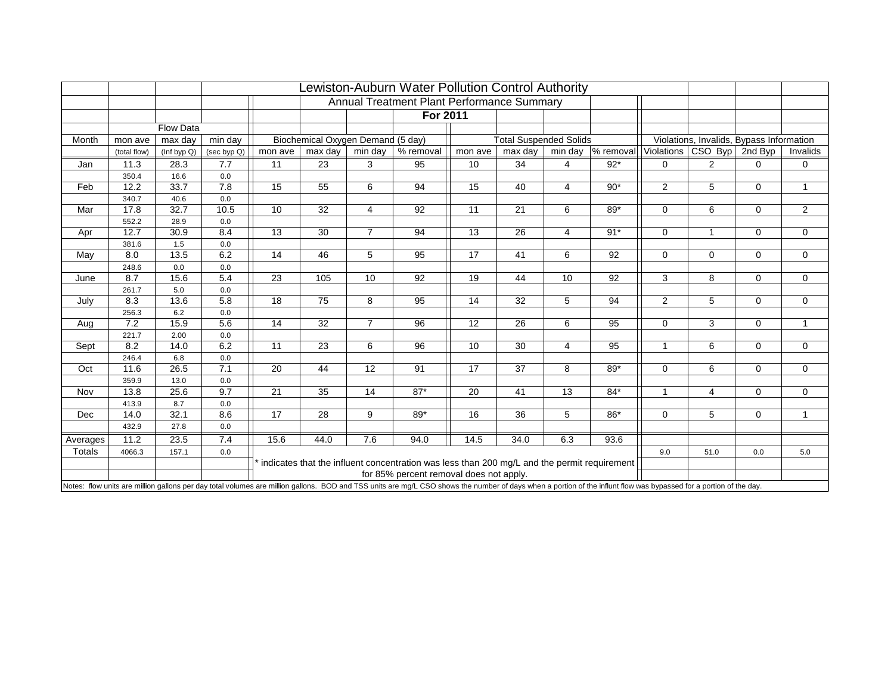# Lewiston-Auburn Water Pollution Control Authority

## Annual Treatment Plant Performance Summary

### For 2011

| | Flow Data | | | Biochemical Oxygen Demand (5 day) | | | | Total Suspended Solids | | | | Violations, Invalids, Bypass Information | | | |
|---|---|---|---|---|---|---|---|---|---|---|---|---|---|---|---|
| Month | mon ave (total flow) | max day (Inf byp Q) | min day (sec byp Q) | mon ave | max day | min day | % removal | mon ave | max day | min day | % removal | Violations | CSO Byp | 2nd Byp | Invalids |
| Jan | 11.3 | 28.3 | 7.7 | 11 | 23 | 3 | 95 | 10 | 34 | 4 | 92* | 0 | 2 | 0 | 0 |
| | 350.4 | 16.6 | 0.0 | | | | | | | | | | | | |
| Feb | 12.2 | 33.7 | 7.8 | 15 | 55 | 6 | 94 | 15 | 40 | 4 | 90* | 2 | 5 | 0 | 1 |
| | 340.7 | 40.6 | 0.0 | | | | | | | | | | | | |
| Mar | 17.8 | 32.7 | 10.5 | 10 | 32 | 4 | 92 | 11 | 21 | 6 | 89* | 0 | 6 | 0 | 2 |
| | 552.2 | 28.9 | 0.0 | | | | | | | | | | | | |
| Apr | 12.7 | 30.9 | 8.4 | 13 | 30 | 7 | 94 | 13 | 26 | 4 | 91* | 0 | 1 | 0 | 0 |
| | 381.6 | 1.5 | 0.0 | | | | | | | | | | | | |
| May | 8.0 | 13.5 | 6.2 | 14 | 46 | 5 | 95 | 17 | 41 | 6 | 92 | 0 | 0 | 0 | 0 |
| | 248.6 | 0.0 | 0.0 | | | | | | | | | | | | |
| June | 8.7 | 15.6 | 5.4 | 23 | 105 | 10 | 92 | 19 | 44 | 10 | 92 | 3 | 8 | 0 | 0 |
| | 261.7 | 5.0 | 0.0 | | | | | | | | | | | | |
| July | 8.3 | 13.6 | 5.8 | 18 | 75 | 8 | 95 | 14 | 32 | 5 | 94 | 2 | 5 | 0 | 0 |
| | 256.3 | 6.2 | 0.0 | | | | | | | | | | | | |
| Aug | 7.2 | 15.9 | 5.6 | 14 | 32 | 7 | 96 | 12 | 26 | 6 | 95 | 0 | 3 | 0 | 1 |
| | 221.7 | 2.00 | 0.0 | | | | | | | | | | | | |
| Sept | 8.2 | 14.0 | 6.2 | 11 | 23 | 6 | 96 | 10 | 30 | 4 | 95 | 1 | 6 | 0 | 0 |
| | 246.4 | 6.8 | 0.0 | | | | | | | | | | | | |
| Oct | 11.6 | 26.5 | 7.1 | 20 | 44 | 12 | 91 | 17 | 37 | 8 | 89* | 0 | 6 | 0 | 0 |
| | 359.9 | 13.0 | 0.0 | | | | | | | | | | | | |
| Nov | 13.8 | 25.6 | 9.7 | 21 | 35 | 14 | 87* | 20 | 41 | 13 | 84* | 1 | 4 | 0 | 0 |
| | 413.9 | 8.7 | 0.0 | | | | | | | | | | | | |
| Dec | 14.0 | 32.1 | 8.6 | 17 | 28 | 9 | 89* | 16 | 36 | 5 | 86* | 0 | 5 | 0 | 1 |
| | 432.9 | 27.8 | 0.0 | | | | | | | | | | | | |
| Averages | 11.2 | 23.5 | 7.4 | 15.6 | 44.0 | 7.6 | 94.0 | 14.5 | 34.0 | 6.3 | 93.6 | | | | |
| Totals | 4066.3 | 157.1 | 0.0 | | | | | | | | | 9.0 | 51.0 | 0.0 | 5.0 |

\* indicates that the influent concentration was less than 200 mg/L and the permit requirement for 85% percent removal does not apply.

Notes: flow units are million gallons per day total volumes are million gallons. BOD and TSS units are mg/L CSO shows the number of days when a portion of the influent flow was bypassed for a portion of the day.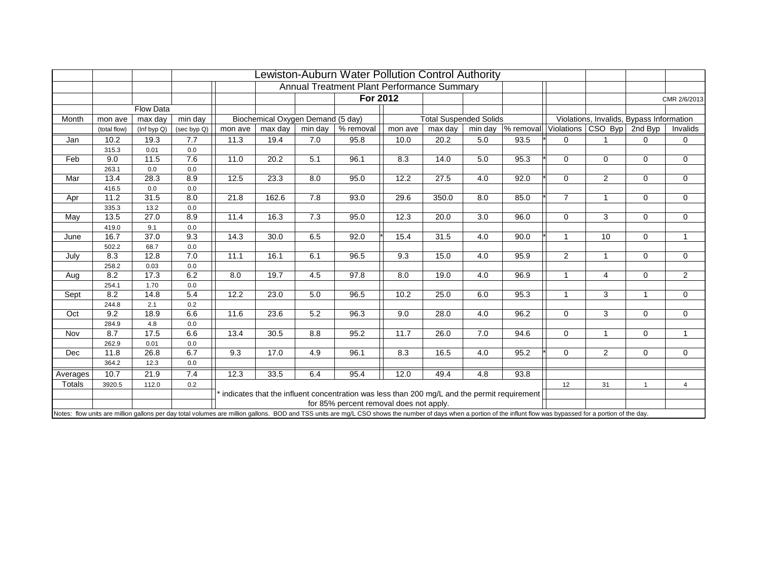# Lewiston-Auburn Water Pollution Control Authority

## Annual Treatment Plant Performance Summary

### For 2012

CMR 2/6/2013

| | Flow Data | | | Biochemical Oxygen Demand (5 day) | | | | | Total Suspended Solids | | | | | Violations, Invalids, Bypass Information | | | |
|---|---|---|---|---|---|---|---|---|---|---|---|---|---|---|---|---|---|
| Month | mon ave | max day | min day | mon ave | max day | min day | % removal | | mon ave | max day | min day | % removal | | Violations | CSO Byp | 2nd Byp | Invalids |
| | (total flow) | (Inf byp Q) | (sec byp Q) | | | | | | | | | | | | | | |
| Jan | 10.2 | 19.3 | 7.7 | 11.3 | 19.4 | 7.0 | 95.8 | | 10.0 | 20.2 | 5.0 | 93.5 | * | 0 | 1 | 0 | 0 |
| | 315.3 | 0.01 | 0.0 | | | | | | | | | | | | | | |
| Feb | 9.0 | 11.5 | 7.6 | 11.0 | 20.2 | 5.1 | 96.1 | | 8.3 | 14.0 | 5.0 | 95.3 | * | 0 | 0 | 0 | 0 |
| | 263.1 | 0.0 | 0.0 | | | | | | | | | | | | | | |
| Mar | 13.4 | 28.3 | 8.9 | 12.5 | 23.3 | 8.0 | 95.0 | | 12.2 | 27.5 | 4.0 | 92.0 | * | 0 | 2 | 0 | 0 |
| | 416.5 | 0.0 | 0.0 | | | | | | | | | | | | | | |
| Apr | 11.2 | 31.5 | 8.0 | 21.8 | 162.6 | 7.8 | 93.0 | | 29.6 | 350.0 | 8.0 | 85.0 | * | 7 | 1 | 0 | 0 |
| | 335.3 | 13.2 | 0.0 | | | | | | | | | | | | | | |
| May | 13.5 | 27.0 | 8.9 | 11.4 | 16.3 | 7.3 | 95.0 | | 12.3 | 20.0 | 3.0 | 96.0 | | 0 | 3 | 0 | 0 |
| | 419.0 | 9.1 | 0.0 | | | | | | | | | | | | | | |
| June | 16.7 | 37.0 | 9.3 | 14.3 | 30.0 | 6.5 | 92.0 | * | 15.4 | 31.5 | 4.0 | 90.0 | * | 1 | 10 | 0 | 1 |
| | 502.2 | 68.7 | 0.0 | | | | | | | | | | | | | | |
| July | 8.3 | 12.8 | 7.0 | 11.1 | 16.1 | 6.1 | 96.5 | | 9.3 | 15.0 | 4.0 | 95.9 | | 2 | 1 | 0 | 0 |
| | 258.2 | 0.03 | 0.0 | | | | | | | | | | | | | | |
| Aug | 8.2 | 17.3 | 6.2 | 8.0 | 19.7 | 4.5 | 97.8 | | 8.0 | 19.0 | 4.0 | 96.9 | | 1 | 4 | 0 | 2 |
| | 254.1 | 1.70 | 0.0 | | | | | | | | | | | | | | |
| Sept | 8.2 | 14.8 | 5.4 | 12.2 | 23.0 | 5.0 | 96.5 | | 10.2 | 25.0 | 6.0 | 95.3 | | 1 | 3 | 1 | 0 |
| | 244.8 | 2.1 | 0.2 | | | | | | | | | | | | | | |
| Oct | 9.2 | 18.9 | 6.6 | 11.6 | 23.6 | 5.2 | 96.3 | | 9.0 | 28.0 | 4.0 | 96.2 | | 0 | 3 | 0 | 0 |
| | 284.9 | 4.8 | 0.0 | | | | | | | | | | | | | | |
| Nov | 8.7 | 17.5 | 6.6 | 13.4 | 30.5 | 8.8 | 95.2 | | 11.7 | 26.0 | 7.0 | 94.6 | | 0 | 1 | 0 | 1 |
| | 262.9 | 0.01 | 0.0 | | | | | | | | | | | | | | |
| Dec | 11.8 | 26.8 | 6.7 | 9.3 | 17.0 | 4.9 | 96.1 | | 8.3 | 16.5 | 4.0 | 95.2 | * | 0 | 2 | 0 | 0 |
| | 364.2 | 12.3 | 0.0 | | | | | | | | | | | | | | |
| Averages | 10.7 | 21.9 | 7.4 | 12.3 | 33.5 | 6.4 | 95.4 | | 12.0 | 49.4 | 4.8 | 93.8 | | | | | |
| Totals | 3920.5 | 112.0 | 0.2 | | | | | | | | | | | 12 | 31 | 1 | 4 |

\* indicates that the influent concentration was less than 200 mg/L and the permit requirement for 85% percent removal does not apply.

Notes: flow units are million gallons per day total volumes are million gallons. BOD and TSS units are mg/L CSO shows the number of days when a portion of the influent flow was bypassed for a portion of the day.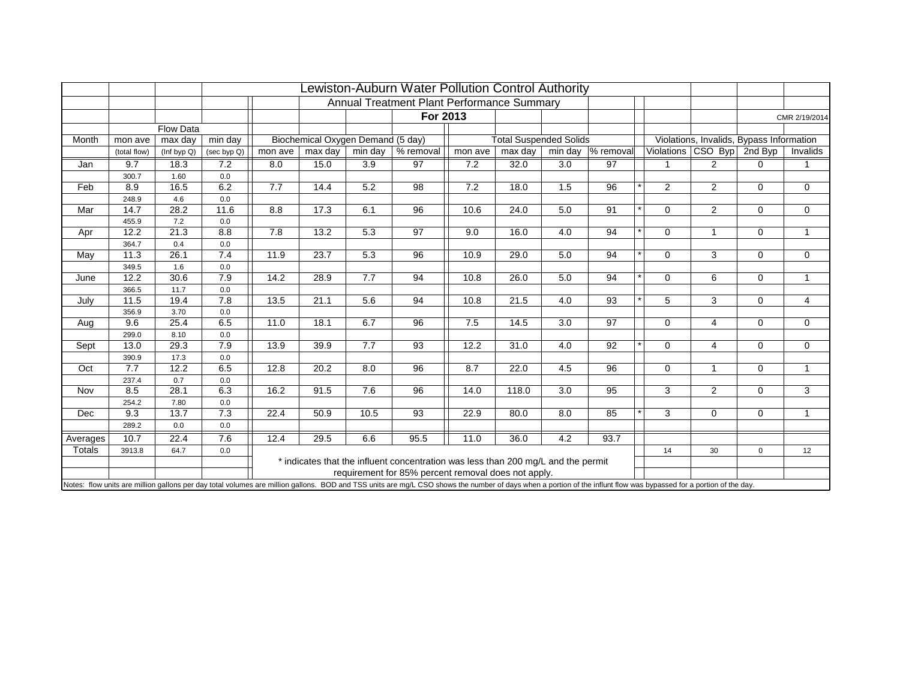# Lewiston-Auburn Water Pollution Control Authority

## Annual Treatment Plant Performance Summary

### For 2013

CMR 2/19/2014

| Month | Flow Data | | | Biochemical Oxygen Demand (5 day) | | | | Total Suspended Solids | | | | | Violations, Invalids, Bypass Information | | | |
|---|---|---|---|---|---|---|---|---|---|---|---|---|---|---|---|---|
| | mon ave | max day | min day | mon ave | max day | min day | % removal | mon ave | max day | min day | % removal | | Violations | CSO Byp | 2nd Byp | Invalids |
| | (total flow) | (Inf byp Q) | (sec byp Q) | | | | | | | | | | | | | |
| Jan | 9.7 | 18.3 | 7.2 | 8.0 | 15.0 | 3.9 | 97 | 7.2 | 32.0 | 3.0 | 97 | | 1 | 2 | 0 | 1 |
| | 300.7 | 1.60 | 0.0 | | | | | | | | | | | | | |
| Feb | 8.9 | 16.5 | 6.2 | 7.7 | 14.4 | 5.2 | 98 | 7.2 | 18.0 | 1.5 | 96 | * | 2 | 2 | 0 | 0 |
| | 248.9 | 4.6 | 0.0 | | | | | | | | | | | | | |
| Mar | 14.7 | 28.2 | 11.6 | 8.8 | 17.3 | 6.1 | 96 | 10.6 | 24.0 | 5.0 | 91 | * | 0 | 2 | 0 | 0 |
| | 455.9 | 7.2 | 0.0 | | | | | | | | | | | | | |
| Apr | 12.2 | 21.3 | 8.8 | 7.8 | 13.2 | 5.3 | 97 | 9.0 | 16.0 | 4.0 | 94 | * | 0 | 1 | 0 | 1 |
| | 364.7 | 0.4 | 0.0 | | | | | | | | | | | | | |
| May | 11.3 | 26.1 | 7.4 | 11.9 | 23.7 | 5.3 | 96 | 10.9 | 29.0 | 5.0 | 94 | * | 0 | 3 | 0 | 0 |
| | 349.5 | 1.6 | 0.0 | | | | | | | | | | | | | |
| June | 12.2 | 30.6 | 7.9 | 14.2 | 28.9 | 7.7 | 94 | 10.8 | 26.0 | 5.0 | 94 | * | 0 | 6 | 0 | 1 |
| | 366.5 | 11.7 | 0.0 | | | | | | | | | | | | | |
| July | 11.5 | 19.4 | 7.8 | 13.5 | 21.1 | 5.6 | 94 | 10.8 | 21.5 | 4.0 | 93 | * | 5 | 3 | 0 | 4 |
| | 356.9 | 3.70 | 0.0 | | | | | | | | | | | | | |
| Aug | 9.6 | 25.4 | 6.5 | 11.0 | 18.1 | 6.7 | 96 | 7.5 | 14.5 | 3.0 | 97 | | 0 | 4 | 0 | 0 |
| | 299.0 | 8.10 | 0.0 | | | | | | | | | | | | | |
| Sept | 13.0 | 29.3 | 7.9 | 13.9 | 39.9 | 7.7 | 93 | 12.2 | 31.0 | 4.0 | 92 | * | 0 | 4 | 0 | 0 |
| | 390.9 | 17.3 | 0.0 | | | | | | | | | | | | | |
| Oct | 7.7 | 12.2 | 6.5 | 12.8 | 20.2 | 8.0 | 96 | 8.7 | 22.0 | 4.5 | 96 | | 0 | 1 | 0 | 1 |
| | 237.4 | 0.7 | 0.0 | | | | | | | | | | | | | |
| Nov | 8.5 | 28.1 | 6.3 | 16.2 | 91.5 | 7.6 | 96 | 14.0 | 118.0 | 3.0 | 95 | | 3 | 2 | 0 | 3 |
| | 254.2 | 7.80 | 0.0 | | | | | | | | | | | | | |
| Dec | 9.3 | 13.7 | 7.3 | 22.4 | 50.9 | 10.5 | 93 | 22.9 | 80.0 | 8.0 | 85 | * | 3 | 0 | 0 | 1 |
| | 289.2 | 0.0 | 0.0 | | | | | | | | | | | | | |
| Averages | 10.7 | 22.4 | 7.6 | 12.4 | 29.5 | 6.6 | 95.5 | 11.0 | 36.0 | 4.2 | 93.7 | | | | | |
| Totals | 3913.8 | 64.7 | 0.0 | | | | | | | | | | 14 | 30 | 0 | 12 |

* indicates that the influent concentration was less than 200 mg/L and the permit requirement for 85% percent removal does not apply.

Notes: flow units are million gallons per day total volumes are million gallons. BOD and TSS units are mg/L CSO shows the number of days when a portion of the influnt flow was bypassed for a portion of the day.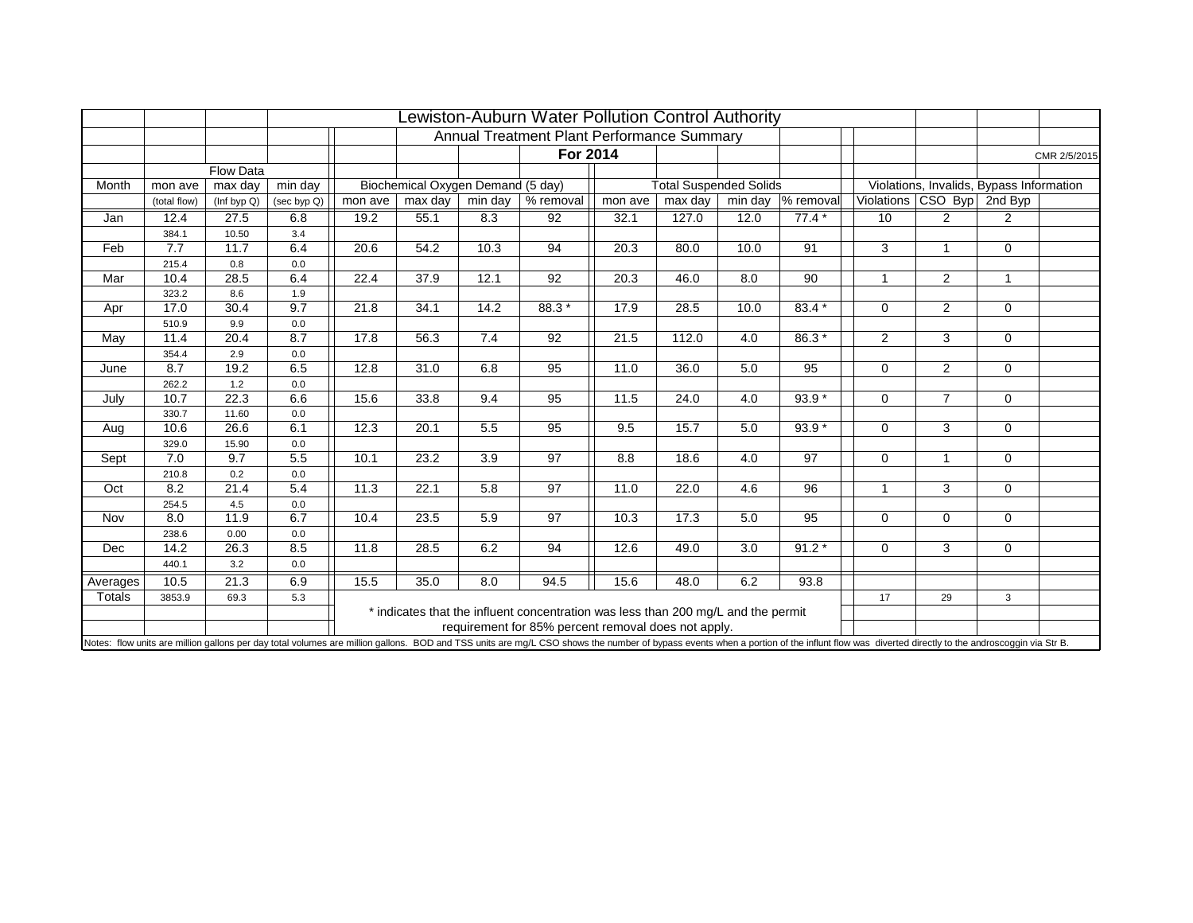# Lewiston-Auburn Water Pollution Control Authority

## Annual Treatment Plant Performance Summary

**For 2014**

CMR 2/5/2015

| Month | Flow Data mon ave (total flow) | max day (Inf byp Q) | min day (sec byp Q) | Biochemical Oxygen Demand (5 day) mon ave | max day | min day | % removal | Total Suspended Solids mon ave | max day | min day | % removal | Violations, Invalids, Bypass Information Violations | CSO Byp | 2nd Byp |
|---|---|---|---|---|---|---|---|---|---|---|---|---|---|---|
| Jan | 12.4 | 27.5 | 6.8 | 19.2 | 55.1 | 8.3 | 92 | 32.1 | 127.0 | 12.0 | 77.4 * | 10 | 2 | 2 |
| | 384.1 | 10.50 | 3.4 | | | | | | | | | | | |
| Feb | 7.7 | 11.7 | 6.4 | 20.6 | 54.2 | 10.3 | 94 | 20.3 | 80.0 | 10.0 | 91 | 3 | 1 | 0 |
| | 215.4 | 0.8 | 0.0 | | | | | | | | | | | |
| Mar | 10.4 | 28.5 | 6.4 | 22.4 | 37.9 | 12.1 | 92 | 20.3 | 46.0 | 8.0 | 90 | 1 | 2 | 1 |
| | 323.2 | 8.6 | 1.9 | | | | | | | | | | | |
| Apr | 17.0 | 30.4 | 9.7 | 21.8 | 34.1 | 14.2 | 88.3 * | 17.9 | 28.5 | 10.0 | 83.4 * | 0 | 2 | 0 |
| | 510.9 | 9.9 | 0.0 | | | | | | | | | | | |
| May | 11.4 | 20.4 | 8.7 | 17.8 | 56.3 | 7.4 | 92 | 21.5 | 112.0 | 4.0 | 86.3 * | 2 | 3 | 0 |
| | 354.4 | 2.9 | 0.0 | | | | | | | | | | | |
| June | 8.7 | 19.2 | 6.5 | 12.8 | 31.0 | 6.8 | 95 | 11.0 | 36.0 | 5.0 | 95 | 0 | 2 | 0 |
| | 262.2 | 1.2 | 0.0 | | | | | | | | | | | |
| July | 10.7 | 22.3 | 6.6 | 15.6 | 33.8 | 9.4 | 95 | 11.5 | 24.0 | 4.0 | 93.9 * | 0 | 7 | 0 |
| | 330.7 | 11.60 | 0.0 | | | | | | | | | | | |
| Aug | 10.6 | 26.6 | 6.1 | 12.3 | 20.1 | 5.5 | 95 | 9.5 | 15.7 | 5.0 | 93.9 * | 0 | 3 | 0 |
| | 329.0 | 15.90 | 0.0 | | | | | | | | | | | |
| Sept | 7.0 | 9.7 | 5.5 | 10.1 | 23.2 | 3.9 | 97 | 8.8 | 18.6 | 4.0 | 97 | 0 | 1 | 0 |
| | 210.8 | 0.2 | 0.0 | | | | | | | | | | | |
| Oct | 8.2 | 21.4 | 5.4 | 11.3 | 22.1 | 5.8 | 97 | 11.0 | 22.0 | 4.6 | 96 | 1 | 3 | 0 |
| | 254.5 | 4.5 | 0.0 | | | | | | | | | | | |
| Nov | 8.0 | 11.9 | 6.7 | 10.4 | 23.5 | 5.9 | 97 | 10.3 | 17.3 | 5.0 | 95 | 0 | 0 | 0 |
| | 238.6 | 0.00 | 0.0 | | | | | | | | | | | |
| Dec | 14.2 | 26.3 | 8.5 | 11.8 | 28.5 | 6.2 | 94 | 12.6 | 49.0 | 3.0 | 91.2 * | 0 | 3 | 0 |
| | 440.1 | 3.2 | 0.0 | | | | | | | | | | | |
| Averages | 10.5 | 21.3 | 6.9 | 15.5 | 35.0 | 8.0 | 94.5 | 15.6 | 48.0 | 6.2 | 93.8 | | | |
| Totals | 3853.9 | 69.3 | 5.3 | | | | | | | | | 17 | 29 | 3 |

* indicates that the influent concentration was less than 200 mg/L and the permit requirement for 85% percent removal does not apply.

Notes: flow units are million gallons per day total volumes are million gallons. BOD and TSS units are mg/L CSO shows the number of bypass events when a portion of the influnt flow was diverted directly to the androscoggin via Str B.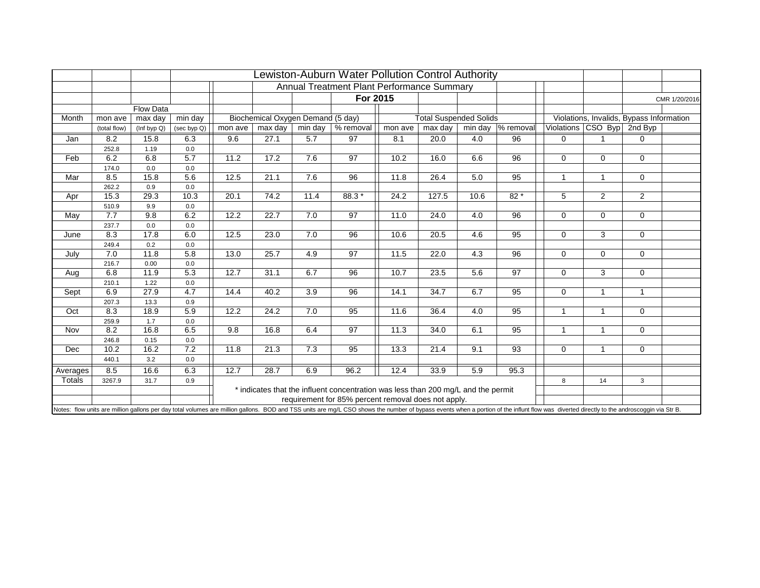# Lewiston-Auburn Water Pollution Control Authority

## Annual Treatment Plant Performance Summary

### For 2015

CMR 1/20/2016

| | Flow Data | | | Biochemical Oxygen Demand (5 day) | | | | Total Suspended Solids | | | | Violations, Invalids, Bypass Information | | |
|---|---|---|---|---|---|---|---|---|---|---|---|---|---|---|
| Month | mon ave | max day | min day | mon ave | max day | min day | % removal | mon ave | max day | min day | % removal | Violations | CSO Byp | 2nd Byp |
| | (total flow) | (Inf byp Q) | (sec byp Q) | | | | | | | | | | | |
| Jan | 8.2 | 15.8 | 6.3 | 9.6 | 27.1 | 5.7 | 97 | 8.1 | 20.0 | 4.0 | 96 | 0 | 1 | 0 |
| | 252.8 | 1.19 | 0.0 | | | | | | | | | | | |
| Feb | 6.2 | 6.8 | 5.7 | 11.2 | 17.2 | 7.6 | 97 | 10.2 | 16.0 | 6.6 | 96 | 0 | 0 | 0 |
| | 174.0 | 0.0 | 0.0 | | | | | | | | | | | |
| Mar | 8.5 | 15.8 | 5.6 | 12.5 | 21.1 | 7.6 | 96 | 11.8 | 26.4 | 5.0 | 95 | 1 | 1 | 0 |
| | 262.2 | 0.9 | 0.0 | | | | | | | | | | | |
| Apr | 15.3 | 29.3 | 10.3 | 20.1 | 74.2 | 11.4 | 88.3 * | 24.2 | 127.5 | 10.6 | 82 * | 5 | 2 | 2 |
| | 510.9 | 9.9 | 0.0 | | | | | | | | | | | |
| May | 7.7 | 9.8 | 6.2 | 12.2 | 22.7 | 7.0 | 97 | 11.0 | 24.0 | 4.0 | 96 | 0 | 0 | 0 |
| | 237.7 | 0.0 | 0.0 | | | | | | | | | | | |
| June | 8.3 | 17.8 | 6.0 | 12.5 | 23.0 | 7.0 | 96 | 10.6 | 20.5 | 4.6 | 95 | 0 | 3 | 0 |
| | 249.4 | 0.2 | 0.0 | | | | | | | | | | | |
| July | 7.0 | 11.8 | 5.8 | 13.0 | 25.7 | 4.9 | 97 | 11.5 | 22.0 | 4.3 | 96 | 0 | 0 | 0 |
| | 216.7 | 0.00 | 0.0 | | | | | | | | | | | |
| Aug | 6.8 | 11.9 | 5.3 | 12.7 | 31.1 | 6.7 | 96 | 10.7 | 23.5 | 5.6 | 97 | 0 | 3 | 0 |
| | 210.1 | 1.22 | 0.0 | | | | | | | | | | | |
| Sept | 6.9 | 27.9 | 4.7 | 14.4 | 40.2 | 3.9 | 96 | 14.1 | 34.7 | 6.7 | 95 | 0 | 1 | 1 |
| | 207.3 | 13.3 | 0.9 | | | | | | | | | | | |
| Oct | 8.3 | 18.9 | 5.9 | 12.2 | 24.2 | 7.0 | 95 | 11.6 | 36.4 | 4.0 | 95 | 1 | 1 | 0 |
| | 259.9 | 1.7 | 0.0 | | | | | | | | | | | |
| Nov | 8.2 | 16.8 | 6.5 | 9.8 | 16.8 | 6.4 | 97 | 11.3 | 34.0 | 6.1 | 95 | 1 | 1 | 0 |
| | 246.8 | 0.15 | 0.0 | | | | | | | | | | | |
| Dec | 10.2 | 16.2 | 7.2 | 11.8 | 21.3 | 7.3 | 95 | 13.3 | 21.4 | 9.1 | 93 | 0 | 1 | 0 |
| | 440.1 | 3.2 | 0.0 | | | | | | | | | | | |
| Averages | 8.5 | 16.6 | 6.3 | 12.7 | 28.7 | 6.9 | 96.2 | 12.4 | 33.9 | 5.9 | 95.3 | | | |
| Totals | 3267.9 | 31.7 | 0.9 | | | | | | | | | 8 | 14 | 3 |

\* indicates that the influent concentration was less than 200 mg/L and the permit requirement for 85% percent removal does not apply.

Notes: flow units are million gallons per day total volumes are million gallons. BOD and TSS units are mg/L CSO shows the number of bypass events when a portion of the influnt flow was diverted directly to the androscoggin via Str B.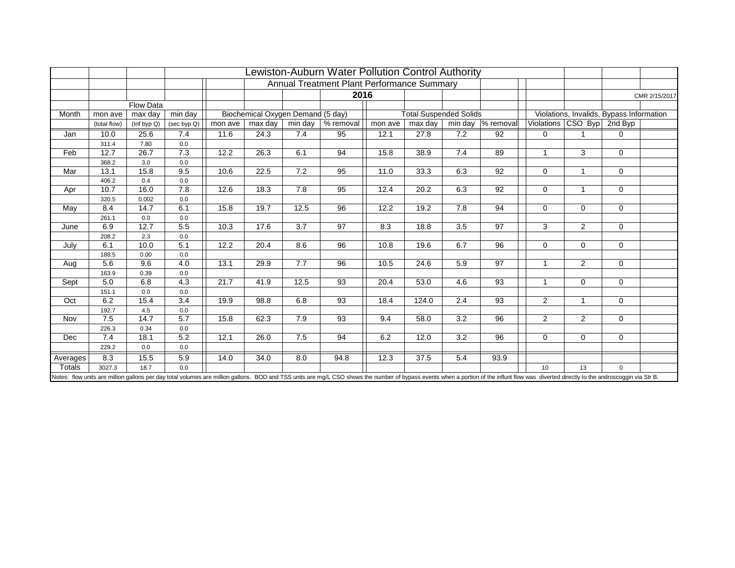# Lewiston-Auburn Water Pollution Control Authority

## Annual Treatment Plant Performance Summary

### 2016

CMR 2/15/2017

| | Flow Data | | | Biochemical Oxygen Demand (5 day) | | | | Total Suspended Solids | | | | Violations, Invalids, Bypass Information | | |
|---|---|---|---|---|---|---|---|---|---|---|---|---|---|---|
| Month | mon ave | max day | min day | mon ave | max day | min day | % removal | mon ave | max day | min day | % removal | Violations | CSO Byp | 2nd Byp |
| | (total flow) | (Inf byp Q) | (sec byp Q) | | | | | | | | | | | |
| Jan | 10.0 | 25.6 | 7.4 | 11.6 | 24.3 | 7.4 | 95 | 12.1 | 27.8 | 7.2 | 92 | 0 | 1 | 0 |
| | 311.4 | 7.80 | 0.0 | | | | | | | | | | | |
| Feb | 12.7 | 26.7 | 7.3 | 12.2 | 26.3 | 6.1 | 94 | 15.8 | 38.9 | 7.4 | 89 | 1 | 3 | 0 |
| | 368.2 | 3.0 | 0.0 | | | | | | | | | | | |
| Mar | 13.1 | 15.8 | 9.5 | 10.6 | 22.5 | 7.2 | 95 | 11.0 | 33.3 | 6.3 | 92 | 0 | 1 | 0 |
| | 406.2 | 0.4 | 0.0 | | | | | | | | | | | |
| Apr | 10.7 | 16.0 | 7.8 | 12.6 | 18.3 | 7.8 | 95 | 12.4 | 20.2 | 6.3 | 92 | 0 | 1 | 0 |
| | 320.5 | 0.002 | 0.0 | | | | | | | | | | | |
| May | 8.4 | 14.7 | 6.1 | 15.8 | 19.7 | 12.5 | 96 | 12.2 | 19.2 | 7.8 | 94 | 0 | 0 | 0 |
| | 261.1 | 0.0 | 0.0 | | | | | | | | | | | |
| June | 6.9 | 12.7 | 5.5 | 10.3 | 17.6 | 3.7 | 97 | 8.3 | 18.8 | 3.5 | 97 | 3 | 2 | 0 |
| | 208.2 | 2.3 | 0.0 | | | | | | | | | | | |
| July | 6.1 | 10.0 | 5.1 | 12.2 | 20.4 | 8.6 | 96 | 10.8 | 19.6 | 6.7 | 96 | 0 | 0 | 0 |
| | 188.5 | 0.00 | 0.0 | | | | | | | | | | | |
| Aug | 5.6 | 9.6 | 4.0 | 13.1 | 29.9 | 7.7 | 96 | 10.5 | 24.6 | 5.9 | 97 | 1 | 2 | 0 |
| | 163.9 | 0.39 | 0.0 | | | | | | | | | | | |
| Sept | 5.0 | 6.8 | 4.3 | 21.7 | 41.9 | 12.5 | 93 | 20.4 | 53.0 | 4.6 | 93 | 1 | 0 | 0 |
| | 151.1 | 0.0 | 0.0 | | | | | | | | | | | |
| Oct | 6.2 | 15.4 | 3.4 | 19.9 | 98.8 | 6.8 | 93 | 18.4 | 124.0 | 2.4 | 93 | 2 | 1 | 0 |
| | 192.7 | 4.5 | 0.0 | | | | | | | | | | | |
| Nov | 7.5 | 14.7 | 5.7 | 15.8 | 62.3 | 7.9 | 93 | 9.4 | 58.0 | 3.2 | 96 | 2 | 2 | 0 |
| | 226.3 | 0.34 | 0.0 | | | | | | | | | | | |
| Dec | 7.4 | 18.1 | 5.2 | 12.1 | 26.0 | 7.5 | 94 | 6.2 | 12.0 | 3.2 | 96 | 0 | 0 | 0 |
| | 229.2 | 0.0 | 0.0 | | | | | | | | | | | |
| Averages | 8.3 | 15.5 | 5.9 | 14.0 | 34.0 | 8.0 | 94.8 | 12.3 | 37.5 | 5.4 | 93.9 | | | |
| Totals | 3027.3 | 18.7 | 0.0 | | | | | | | | | 10 | 13 | 0 |

Notes: flow units are million gallons per day total volumes are million gallons. BOD and TSS units are mg/L CSO shows the number of bypass events when a portion of the influnt flow was diverted directly to the androscoggin via Str B.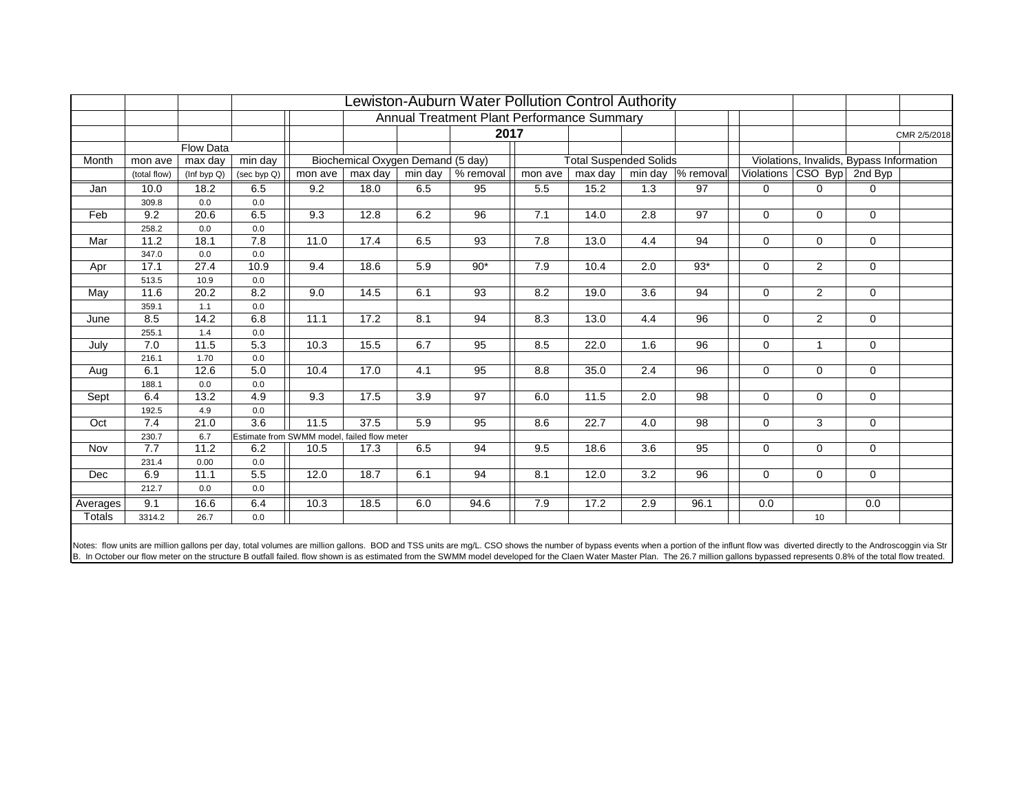# Lewiston-Auburn Water Pollution Control Authority

## Annual Treatment Plant Performance Summary

**2017**

CMR 2/5/2018

| Month | Flow Data | | | Biochemical Oxygen Demand (5 day) | | | | Total Suspended Solids | | | | Violations, Invalids, Bypass Information | | |
|---|---|---|---|---|---|---|---|---|---|---|---|---|---|---|
| | mon ave | max day | min day | mon ave | max day | min day | % removal | mon ave | max day | min day | % removal | Violations | CSO Byp | 2nd Byp |
| | (total flow) | (Inf byp Q) | (sec byp Q) | | | | | | | | | | | |
| Jan | 10.0 | 18.2 | 6.5 | 9.2 | 18.0 | 6.5 | 95 | 5.5 | 15.2 | 1.3 | 97 | 0 | 0 | 0 |
| | 309.8 | 0.0 | 0.0 | | | | | | | | | | | |
| Feb | 9.2 | 20.6 | 6.5 | 9.3 | 12.8 | 6.2 | 96 | 7.1 | 14.0 | 2.8 | 97 | 0 | 0 | 0 |
| | 258.2 | 0.0 | 0.0 | | | | | | | | | | | |
| Mar | 11.2 | 18.1 | 7.8 | 11.0 | 17.4 | 6.5 | 93 | 7.8 | 13.0 | 4.4 | 94 | 0 | 0 | 0 |
| | 347.0 | 0.0 | 0.0 | | | | | | | | | | | |
| Apr | 17.1 | 27.4 | 10.9 | 9.4 | 18.6 | 5.9 | 90* | 7.9 | 10.4 | 2.0 | 93* | 0 | 2 | 0 |
| | 513.5 | 10.9 | 0.0 | | | | | | | | | | | |
| May | 11.6 | 20.2 | 8.2 | 9.0 | 14.5 | 6.1 | 93 | 8.2 | 19.0 | 3.6 | 94 | 0 | 2 | 0 |
| | 359.1 | 1.1 | 0.0 | | | | | | | | | | | |
| June | 8.5 | 14.2 | 6.8 | 11.1 | 17.2 | 8.1 | 94 | 8.3 | 13.0 | 4.4 | 96 | 0 | 2 | 0 |
| | 255.1 | 1.4 | 0.0 | | | | | | | | | | | |
| July | 7.0 | 11.5 | 5.3 | 10.3 | 15.5 | 6.7 | 95 | 8.5 | 22.0 | 1.6 | 96 | 0 | 1 | 0 |
| | 216.1 | 1.70 | 0.0 | | | | | | | | | | | |
| Aug | 6.1 | 12.6 | 5.0 | 10.4 | 17.0 | 4.1 | 95 | 8.8 | 35.0 | 2.4 | 96 | 0 | 0 | 0 |
| | 188.1 | 0.0 | 0.0 | | | | | | | | | | | |
| Sept | 6.4 | 13.2 | 4.9 | 9.3 | 17.5 | 3.9 | 97 | 6.0 | 11.5 | 2.0 | 98 | 0 | 0 | 0 |
| | 192.5 | 4.9 | 0.0 | | | | | | | | | | | |
| Oct | 7.4 | 21.0 | 3.6 | 11.5 | 37.5 | 5.9 | 95 | 8.6 | 22.7 | 4.0 | 98 | 0 | 3 | 0 |
| | 230.7 | 6.7 | Estimate from SWMM model, failed flow meter | | | | | | | | | | | |
| Nov | 7.7 | 11.2 | 6.2 | 10.5 | 17.3 | 6.5 | 94 | 9.5 | 18.6 | 3.6 | 95 | 0 | 0 | 0 |
| | 231.4 | 0.00 | 0.0 | | | | | | | | | | | |
| Dec | 6.9 | 11.1 | 5.5 | 12.0 | 18.7 | 6.1 | 94 | 8.1 | 12.0 | 3.2 | 96 | 0 | 0 | 0 |
| | 212.7 | 0.0 | 0.0 | | | | | | | | | | | |
| Averages | 9.1 | 16.6 | 6.4 | 10.3 | 18.5 | 6.0 | 94.6 | 7.9 | 17.2 | 2.9 | 96.1 | 0.0 | | 0.0 |
| Totals | 3314.2 | 26.7 | 0.0 | | | | | | | | | | 10 | |

Notes: flow units are million gallons per day, total volumes are million gallons. BOD and TSS units are mg/L. CSO shows the number of bypass events when a portion of the influnt flow was diverted directly to the Androscoggin via Str B. In October our flow meter on the structure B outfall failed. flow shown is as estimated from the SWMM model developed for the Claen Water Master Plan. The 26.7 million gallons bypassed represents 0.8% of the total flow treated.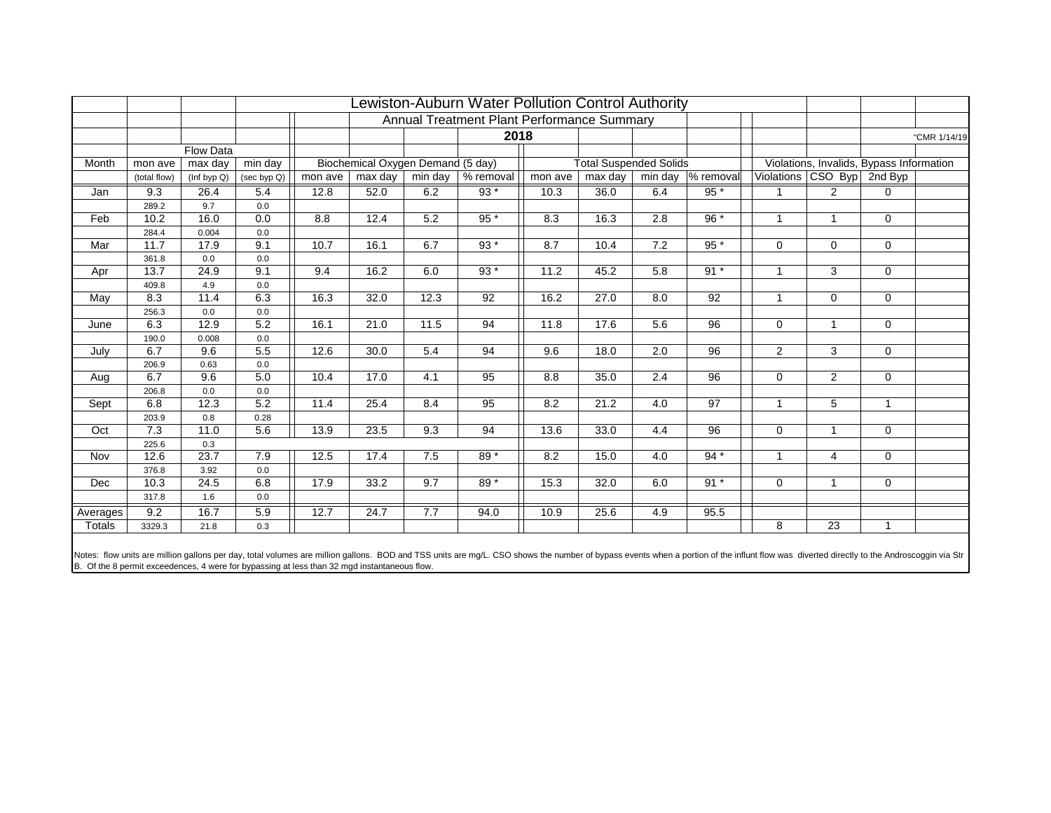# Lewiston-Auburn Water Pollution Control Authority

## Annual Treatment Plant Performance Summary

### 2018

"CMR 1/14/19

| Month | Flow Data | | | Biochemical Oxygen Demand (5 day) | | | | Total Suspended Solids | | | | Violations, Invalids, Bypass Information | | |
|---|---|---|---|---|---|---|---|---|---|---|---|---|---|---|
| | mon ave (total flow) | max day (Inf byp Q) | min day (sec byp Q) | mon ave | max day | min day | % removal | mon ave | max day | min day | % removal | Violations | CSO Byp | 2nd Byp |
| Jan | 9.3 | 26.4 | 5.4 | 12.8 | 52.0 | 6.2 | 93 * | 10.3 | 36.0 | 6.4 | 95 * | 1 | 2 | 0 |
| | 289.2 | 9.7 | 0.0 | | | | | | | | | | | |
| Feb | 10.2 | 16.0 | 0.0 | 8.8 | 12.4 | 5.2 | 95 * | 8.3 | 16.3 | 2.8 | 96 * | 1 | 1 | 0 |
| | 284.4 | 0.004 | 0.0 | | | | | | | | | | | |
| Mar | 11.7 | 17.9 | 9.1 | 10.7 | 16.1 | 6.7 | 93 * | 8.7 | 10.4 | 7.2 | 95 * | 0 | 0 | 0 |
| | 361.8 | 0.0 | 0.0 | | | | | | | | | | | |
| Apr | 13.7 | 24.9 | 9.1 | 9.4 | 16.2 | 6.0 | 93 * | 11.2 | 45.2 | 5.8 | 91 * | 1 | 3 | 0 |
| | 409.8 | 4.9 | 0.0 | | | | | | | | | | | |
| May | 8.3 | 11.4 | 6.3 | 16.3 | 32.0 | 12.3 | 92 | 16.2 | 27.0 | 8.0 | 92 | 1 | 0 | 0 |
| | 256.3 | 0.0 | 0.0 | | | | | | | | | | | |
| June | 6.3 | 12.9 | 5.2 | 16.1 | 21.0 | 11.5 | 94 | 11.8 | 17.6 | 5.6 | 96 | 0 | 1 | 0 |
| | 190.0 | 0.008 | 0.0 | | | | | | | | | | | |
| July | 6.7 | 9.6 | 5.5 | 12.6 | 30.0 | 5.4 | 94 | 9.6 | 18.0 | 2.0 | 96 | 2 | 3 | 0 |
| | 206.9 | 0.63 | 0.0 | | | | | | | | | | | |
| Aug | 6.7 | 9.6 | 5.0 | 10.4 | 17.0 | 4.1 | 95 | 8.8 | 35.0 | 2.4 | 96 | 0 | 2 | 0 |
| | 206.8 | 0.0 | 0.0 | | | | | | | | | | | |
| Sept | 6.8 | 12.3 | 5.2 | 11.4 | 25.4 | 8.4 | 95 | 8.2 | 21.2 | 4.0 | 97 | 1 | 5 | 1 |
| | 203.9 | 0.8 | 0.28 | | | | | | | | | | | |
| Oct | 7.3 | 11.0 | 5.6 | 13.9 | 23.5 | 9.3 | 94 | 13.6 | 33.0 | 4.4 | 96 | 0 | 1 | 0 |
| | 225.6 | 0.3 | | | | | | | | | | | | |
| Nov | 12.6 | 23.7 | 7.9 | 12.5 | 17.4 | 7.5 | 89 * | 8.2 | 15.0 | 4.0 | 94 * | 1 | 4 | 0 |
| | 376.8 | 3.92 | 0.0 | | | | | | | | | | | |
| Dec | 10.3 | 24.5 | 6.8 | 17.9 | 33.2 | 9.7 | 89 * | 15.3 | 32.0 | 6.0 | 91 * | 0 | 1 | 0 |
| | 317.8 | 1.6 | 0.0 | | | | | | | | | | | |
| Averages | 9.2 | 16.7 | 5.9 | 12.7 | 24.7 | 7.7 | 94.0 | 10.9 | 25.6 | 4.9 | 95.5 | | | |
| Totals | 3329.3 | 21.8 | 0.3 | | | | | | | | | 8 | 23 | 1 |

Notes: flow units are million gallons per day, total volumes are million gallons. BOD and TSS units are mg/L. CSO shows the number of bypass events when a portion of the influnt flow was diverted directly to the Androscoggin via Str B. Of the 8 permit exceedences, 4 were for bypassing at less than 32 mgd instantaneous flow.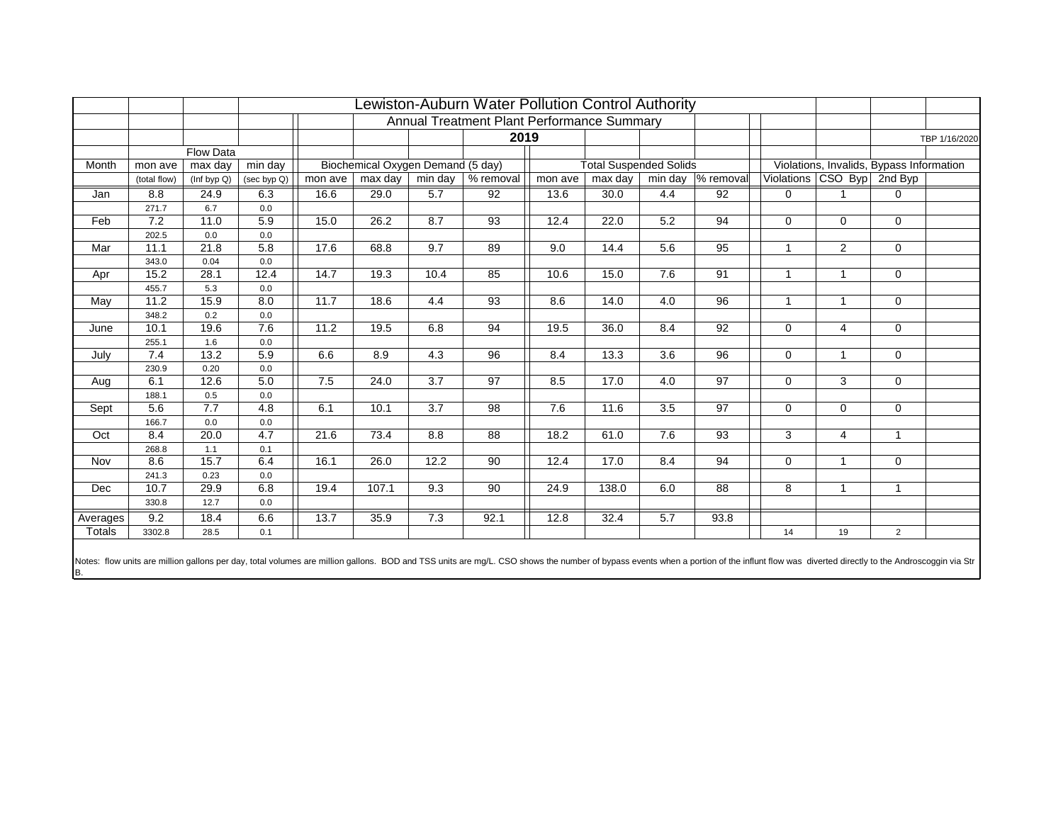# Lewiston-Auburn Water Pollution Control Authority

## Annual Treatment Plant Performance Summary

### 2019

TBP 1/16/2020

| Month | Flow Data | | | Biochemical Oxygen Demand (5 day) | | | | Total Suspended Solids | | | | Violations, Invalids, Bypass Information | | |
|---|---|---|---|---|---|---|---|---|---|---|---|---|---|---|
| | mon ave (total flow) | max day (Inf byp Q) | min day (sec byp Q) | mon ave | max day | min day | % removal | mon ave | max day | min day | % removal | Violations | CSO Byp | 2nd Byp |
| Jan | 8.8 | 24.9 | 6.3 | 16.6 | 29.0 | 5.7 | 92 | 13.6 | 30.0 | 4.4 | 92 | 0 | 1 | 0 |
| | 271.7 | 6.7 | 0.0 | | | | | | | | | | | |
| Feb | 7.2 | 11.0 | 5.9 | 15.0 | 26.2 | 8.7 | 93 | 12.4 | 22.0 | 5.2 | 94 | 0 | 0 | 0 |
| | 202.5 | 0.0 | 0.0 | | | | | | | | | | | |
| Mar | 11.1 | 21.8 | 5.8 | 17.6 | 68.8 | 9.7 | 89 | 9.0 | 14.4 | 5.6 | 95 | 1 | 2 | 0 |
| | 343.0 | 0.04 | 0.0 | | | | | | | | | | | |
| Apr | 15.2 | 28.1 | 12.4 | 14.7 | 19.3 | 10.4 | 85 | 10.6 | 15.0 | 7.6 | 91 | 1 | 1 | 0 |
| | 455.7 | 5.3 | 0.0 | | | | | | | | | | | |
| May | 11.2 | 15.9 | 8.0 | 11.7 | 18.6 | 4.4 | 93 | 8.6 | 14.0 | 4.0 | 96 | 1 | 1 | 0 |
| | 348.2 | 0.2 | 0.0 | | | | | | | | | | | |
| June | 10.1 | 19.6 | 7.6 | 11.2 | 19.5 | 6.8 | 94 | 19.5 | 36.0 | 8.4 | 92 | 0 | 4 | 0 |
| | 255.1 | 1.6 | 0.0 | | | | | | | | | | | |
| July | 7.4 | 13.2 | 5.9 | 6.6 | 8.9 | 4.3 | 96 | 8.4 | 13.3 | 3.6 | 96 | 0 | 1 | 0 |
| | 230.9 | 0.20 | 0.0 | | | | | | | | | | | |
| Aug | 6.1 | 12.6 | 5.0 | 7.5 | 24.0 | 3.7 | 97 | 8.5 | 17.0 | 4.0 | 97 | 0 | 3 | 0 |
| | 188.1 | 0.5 | 0.0 | | | | | | | | | | | |
| Sept | 5.6 | 7.7 | 4.8 | 6.1 | 10.1 | 3.7 | 98 | 7.6 | 11.6 | 3.5 | 97 | 0 | 0 | 0 |
| | 166.7 | 0.0 | 0.0 | | | | | | | | | | | |
| Oct | 8.4 | 20.0 | 4.7 | 21.6 | 73.4 | 8.8 | 88 | 18.2 | 61.0 | 7.6 | 93 | 3 | 4 | 1 |
| | 268.8 | 1.1 | 0.1 | | | | | | | | | | | |
| Nov | 8.6 | 15.7 | 6.4 | 16.1 | 26.0 | 12.2 | 90 | 12.4 | 17.0 | 8.4 | 94 | 0 | 1 | 0 |
| | 241.3 | 0.23 | 0.0 | | | | | | | | | | | |
| Dec | 10.7 | 29.9 | 6.8 | 19.4 | 107.1 | 9.3 | 90 | 24.9 | 138.0 | 6.0 | 88 | 8 | 1 | 1 |
| | 330.8 | 12.7 | 0.0 | | | | | | | | | | | |
| Averages | 9.2 | 18.4 | 6.6 | 13.7 | 35.9 | 7.3 | 92.1 | 12.8 | 32.4 | 5.7 | 93.8 | | | |
| Totals | 3302.8 | 28.5 | 0.1 | | | | | | | | | 14 | 19 | 2 |

Notes: flow units are million gallons per day, total volumes are million gallons. BOD and TSS units are mg/L. CSO shows the number of bypass events when a portion of the influnt flow was diverted directly to the Androscoggin via Str B.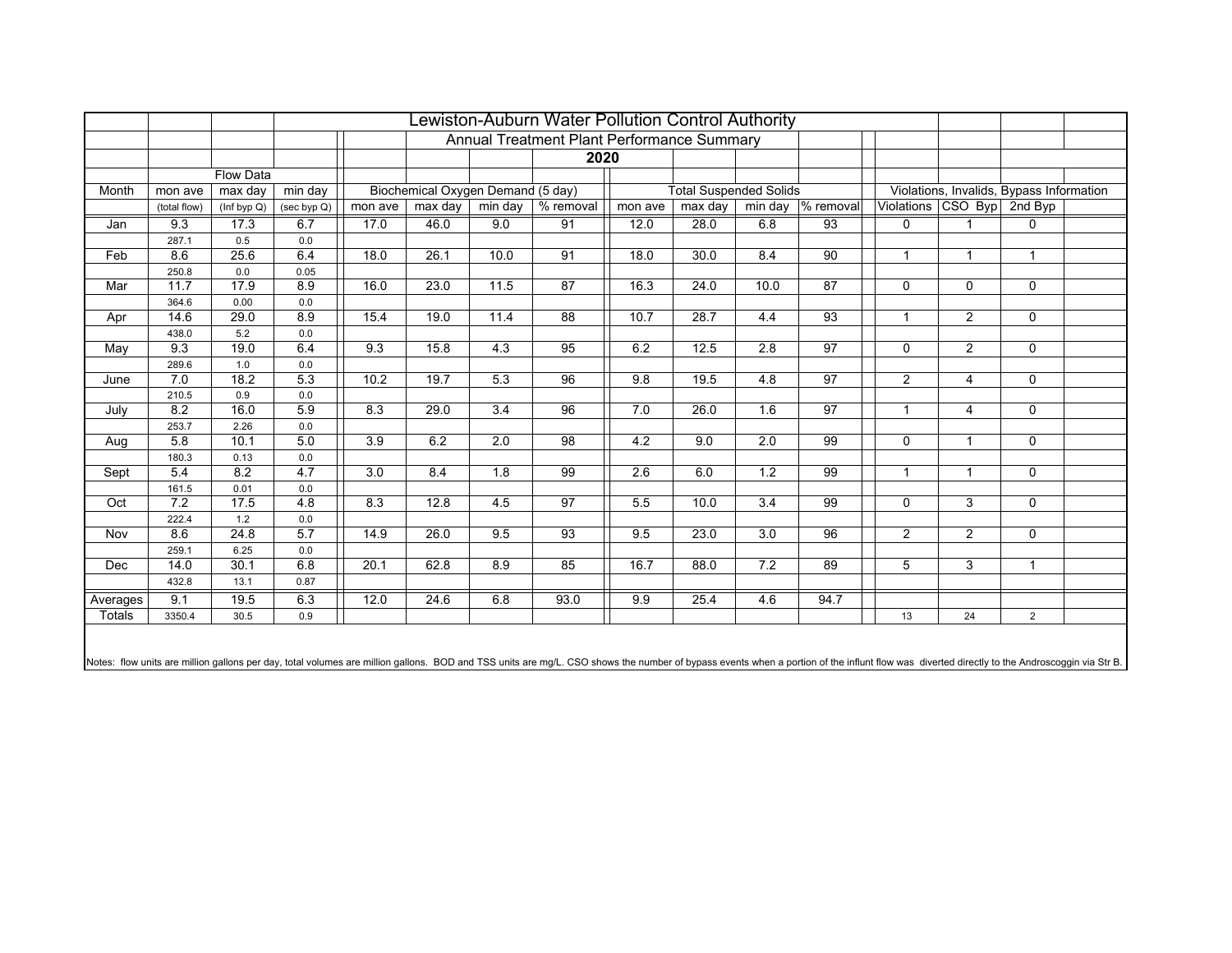# Lewiston-Auburn Water Pollution Control Authority

## Annual Treatment Plant Performance Summary

### 2020

| Month | Flow Data | | | Biochemical Oxygen Demand (5 day) | | | | Total Suspended Solids | | | | Violations, Invalids, Bypass Information | | |
|---|---|---|---|---|---|---|---|---|---|---|---|---|---|---|
| | mon ave | max day | min day | mon ave | max day | min day | % removal | mon ave | max day | min day | % removal | Violations | CSO Byp | 2nd Byp |
| | (total flow) | (Inf byp Q) | (sec byp Q) | | | | | | | | | | | |
| Jan | 9.3 | 17.3 | 6.7 | 17.0 | 46.0 | 9.0 | 91 | 12.0 | 28.0 | 6.8 | 93 | 0 | 1 | 0 |
| | 287.1 | 0.5 | 0.0 | | | | | | | | | | | |
| Feb | 8.6 | 25.6 | 6.4 | 18.0 | 26.1 | 10.0 | 91 | 18.0 | 30.0 | 8.4 | 90 | 1 | 1 | 1 |
| | 250.8 | 0.0 | 0.05 | | | | | | | | | | | |
| Mar | 11.7 | 17.9 | 8.9 | 16.0 | 23.0 | 11.5 | 87 | 16.3 | 24.0 | 10.0 | 87 | 0 | 0 | 0 |
| | 364.6 | 0.00 | 0.0 | | | | | | | | | | | |
| Apr | 14.6 | 29.0 | 8.9 | 15.4 | 19.0 | 11.4 | 88 | 10.7 | 28.7 | 4.4 | 93 | 1 | 2 | 0 |
| | 438.0 | 5.2 | 0.0 | | | | | | | | | | | |
| May | 9.3 | 19.0 | 6.4 | 9.3 | 15.8 | 4.3 | 95 | 6.2 | 12.5 | 2.8 | 97 | 0 | 2 | 0 |
| | 289.6 | 1.0 | 0.0 | | | | | | | | | | | |
| June | 7.0 | 18.2 | 5.3 | 10.2 | 19.7 | 5.3 | 96 | 9.8 | 19.5 | 4.8 | 97 | 2 | 4 | 0 |
| | 210.5 | 0.9 | 0.0 | | | | | | | | | | | |
| July | 8.2 | 16.0 | 5.9 | 8.3 | 29.0 | 3.4 | 96 | 7.0 | 26.0 | 1.6 | 97 | 1 | 4 | 0 |
| | 253.7 | 2.26 | 0.0 | | | | | | | | | | | |
| Aug | 5.8 | 10.1 | 5.0 | 3.9 | 6.2 | 2.0 | 98 | 4.2 | 9.0 | 2.0 | 99 | 0 | 1 | 0 |
| | 180.3 | 0.13 | 0.0 | | | | | | | | | | | |
| Sept | 5.4 | 8.2 | 4.7 | 3.0 | 8.4 | 1.8 | 99 | 2.6 | 6.0 | 1.2 | 99 | 1 | 1 | 0 |
| | 161.5 | 0.01 | 0.0 | | | | | | | | | | | |
| Oct | 7.2 | 17.5 | 4.8 | 8.3 | 12.8 | 4.5 | 97 | 5.5 | 10.0 | 3.4 | 99 | 0 | 3 | 0 |
| | 222.4 | 1.2 | 0.0 | | | | | | | | | | | |
| Nov | 8.6 | 24.8 | 5.7 | 14.9 | 26.0 | 9.5 | 93 | 9.5 | 23.0 | 3.0 | 96 | 2 | 2 | 0 |
| | 259.1 | 6.25 | 0.0 | | | | | | | | | | | |
| Dec | 14.0 | 30.1 | 6.8 | 20.1 | 62.8 | 8.9 | 85 | 16.7 | 88.0 | 7.2 | 89 | 5 | 3 | 1 |
| | 432.8 | 13.1 | 0.87 | | | | | | | | | | | |
| Averages | 9.1 | 19.5 | 6.3 | 12.0 | 24.6 | 6.8 | 93.0 | 9.9 | 25.4 | 4.6 | 94.7 | | | |
| Totals | 3350.4 | 30.5 | 0.9 | | | | | | | | | 13 | 24 | 2 |

Notes: flow units are million gallons per day, total volumes are million gallons. BOD and TSS units are mg/L. CSO shows the number of bypass events when a portion of the influnt flow was diverted directly to the Androscoggin via Str B.